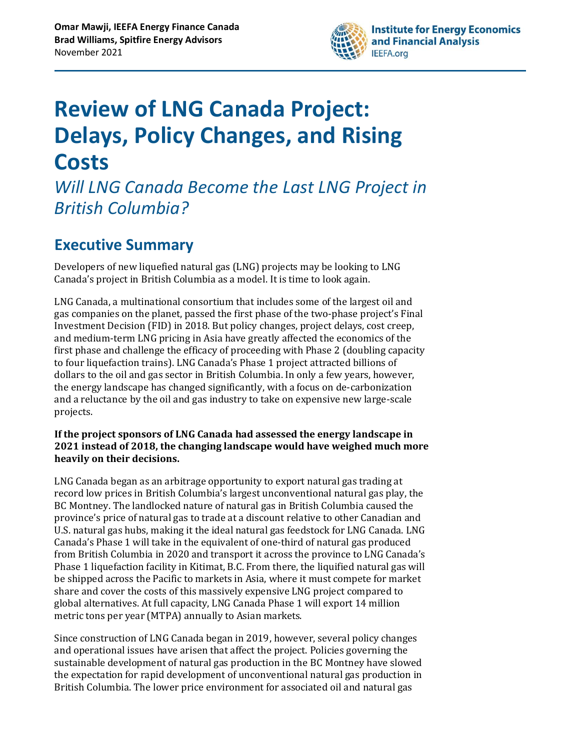**Omar Mawji, IEEFA Energy Finance Canada**
**Brad Williams, Spitfire Energy Advisors**
November 2021

# Review of LNG Canada Project: Delays, Policy Changes, and Rising Costs

*Will LNG Canada Become the Last LNG Project in British Columbia?*

## Executive Summary

Developers of new liquefied natural gas (LNG) projects may be looking to LNG Canada's project in British Columbia as a model. It is time to look again.

LNG Canada, a multinational consortium that includes some of the largest oil and gas companies on the planet, passed the first phase of the two-phase project's Final Investment Decision (FID) in 2018. But policy changes, project delays, cost creep, and medium-term LNG pricing in Asia have greatly affected the economics of the first phase and challenge the efficacy of proceeding with Phase 2 (doubling capacity to four liquefaction trains). LNG Canada's Phase 1 project attracted billions of dollars to the oil and gas sector in British Columbia. In only a few years, however, the energy landscape has changed significantly, with a focus on de-carbonization and a reluctance by the oil and gas industry to take on expensive new large-scale projects.

**If the project sponsors of LNG Canada had assessed the energy landscape in 2021 instead of 2018, the changing landscape would have weighed much more heavily on their decisions.**

LNG Canada began as an arbitrage opportunity to export natural gas trading at record low prices in British Columbia's largest unconventional natural gas play, the BC Montney. The landlocked nature of natural gas in British Columbia caused the province's price of natural gas to trade at a discount relative to other Canadian and U.S. natural gas hubs, making it the ideal natural gas feedstock for LNG Canada. LNG Canada's Phase 1 will take in the equivalent of one-third of natural gas produced from British Columbia in 2020 and transport it across the province to LNG Canada's Phase 1 liquefaction facility in Kitimat, B.C. From there, the liquified natural gas will be shipped across the Pacific to markets in Asia, where it must compete for market share and cover the costs of this massively expensive LNG project compared to global alternatives. At full capacity, LNG Canada Phase 1 will export 14 million metric tons per year (MTPA) annually to Asian markets.

Since construction of LNG Canada began in 2019, however, several policy changes and operational issues have arisen that affect the project. Policies governing the sustainable development of natural gas production in the BC Montney have slowed the expectation for rapid development of unconventional natural gas production in British Columbia. The lower price environment for associated oil and natural gas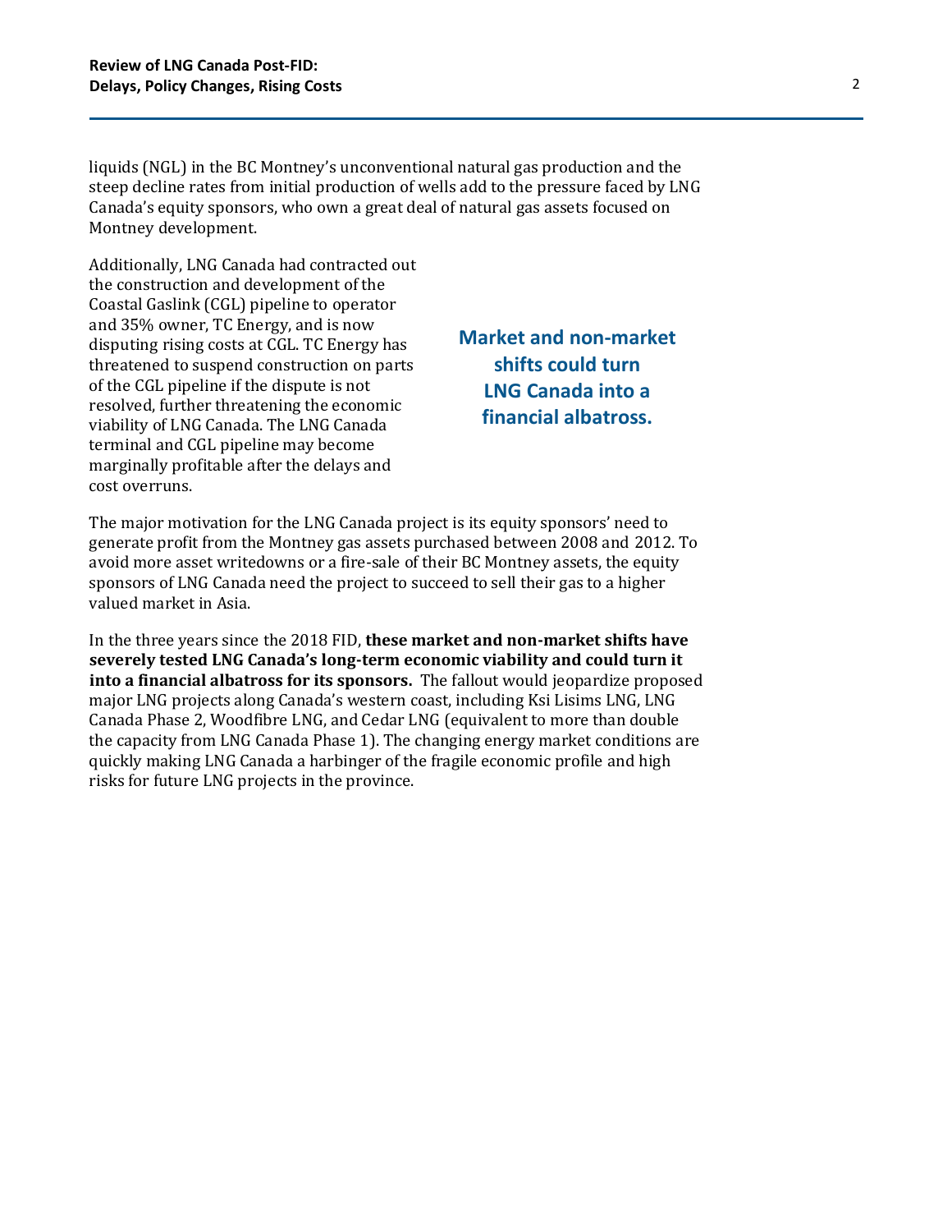liquids (NGL) in the BC Montney's unconventional natural gas production and the steep decline rates from initial production of wells add to the pressure faced by LNG Canada's equity sponsors, who own a great deal of natural gas assets focused on Montney development.

Additionally, LNG Canada had contracted out the construction and development of the Coastal Gaslink (CGL) pipeline to operator and 35% owner, TC Energy, and is now disputing rising costs at CGL. TC Energy has threatened to suspend construction on parts of the CGL pipeline if the dispute is not resolved, further threatening the economic viability of LNG Canada. The LNG Canada terminal and CGL pipeline may become marginally profitable after the delays and cost overruns.

**Market and non-market shifts could turn LNG Canada into a financial albatross.**

The major motivation for the LNG Canada project is its equity sponsors' need to generate profit from the Montney gas assets purchased between 2008 and 2012. To avoid more asset writedowns or a fire-sale of their BC Montney assets, the equity sponsors of LNG Canada need the project to succeed to sell their gas to a higher valued market in Asia.

In the three years since the 2018 FID, **these market and non-market shifts have severely tested LNG Canada's long-term economic viability and could turn it into a financial albatross for its sponsors.** The fallout would jeopardize proposed major LNG projects along Canada's western coast, including Ksi Lisims LNG, LNG Canada Phase 2, Woodfibre LNG, and Cedar LNG (equivalent to more than double the capacity from LNG Canada Phase 1). The changing energy market conditions are quickly making LNG Canada a harbinger of the fragile economic profile and high risks for future LNG projects in the province.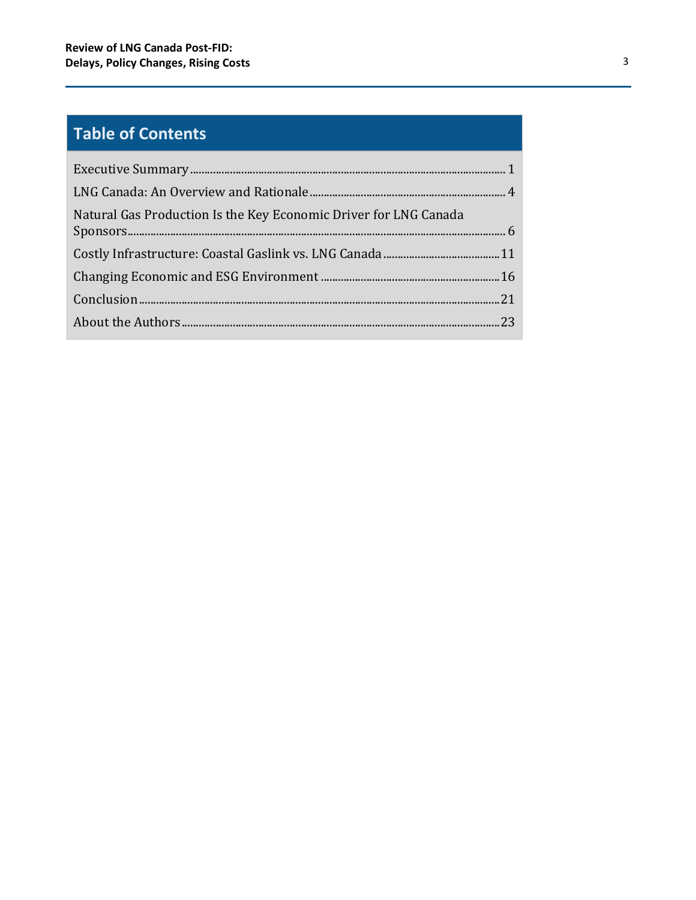# Table of Contents

Executive Summary ........................................................ 1

LNG Canada: An Overview and Rationale ........................................................ 4

Natural Gas Production Is the Key Economic Driver for LNG Canada Sponsors ........................................................ 6

Costly Infrastructure: Coastal Gaslink vs. LNG Canada ........................................................ 11

Changing Economic and ESG Environment ........................................................ 16

Conclusion ........................................................ 21

About the Authors ........................................................ 23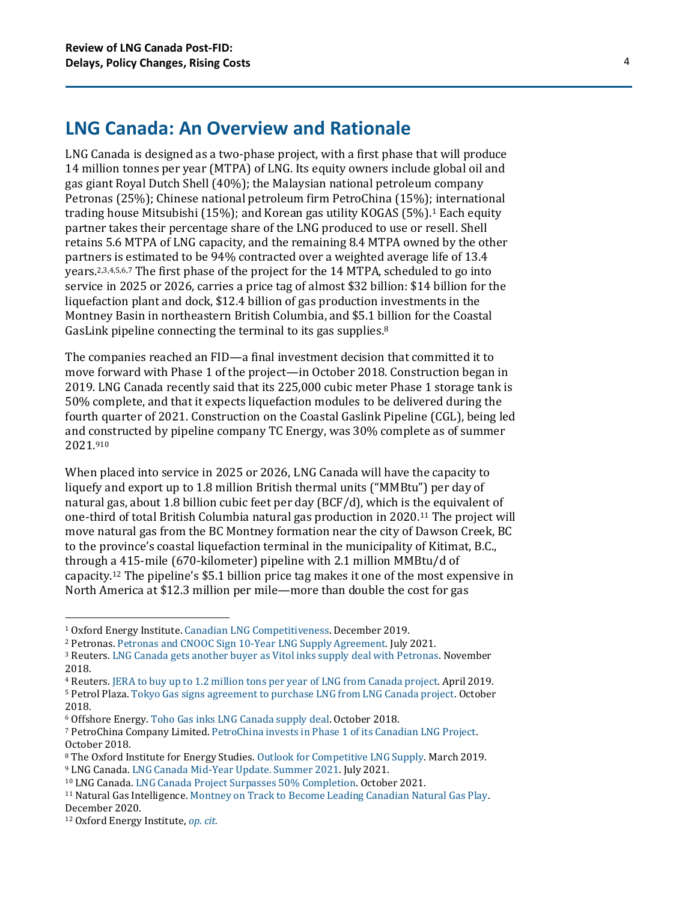## LNG Canada: An Overview and Rationale

LNG Canada is designed as a two-phase project, with a first phase that will produce 14 million tonnes per year (MTPA) of LNG. Its equity owners include global oil and gas giant Royal Dutch Shell (40%); the Malaysian national petroleum company Petronas (25%); Chinese national petroleum firm PetroChina (15%); international trading house Mitsubishi (15%); and Korean gas utility KOGAS (5%).[1] Each equity partner takes their percentage share of the LNG produced to use or resell. Shell retains 5.6 MTPA of LNG capacity, and the remaining 8.4 MTPA owned by the other partners is estimated to be 94% contracted over a weighted average life of 13.4 years.[2,3,4,5,6,7] The first phase of the project for the 14 MTPA, scheduled to go into service in 2025 or 2026, carries a price tag of almost $32 billion: $14 billion for the liquefaction plant and dock, $12.4 billion of gas production investments in the Montney Basin in northeastern British Columbia, and $5.1 billion for the Coastal GasLink pipeline connecting the terminal to its gas supplies.[8]

The companies reached an FID—a final investment decision that committed it to move forward with Phase 1 of the project—in October 2018. Construction began in 2019. LNG Canada recently said that its 225,000 cubic meter Phase 1 storage tank is 50% complete, and that it expects liquefaction modules to be delivered during the fourth quarter of 2021. Construction on the Coastal Gaslink Pipeline (CGL), being led and constructed by pipeline company TC Energy, was 30% complete as of summer 2021.[9][10]

When placed into service in 2025 or 2026, LNG Canada will have the capacity to liquefy and export up to 1.8 million British thermal units ("MMBtu") per day of natural gas, about 1.8 billion cubic feet per day (BCF/d), which is the equivalent of one-third of total British Columbia natural gas production in 2020.[11] The project will move natural gas from the BC Montney formation near the city of Dawson Creek, BC to the province's coastal liquefaction terminal in the municipality of Kitimat, B.C., through a 415-mile (670-kilometer) pipeline with 2.1 million MMBtu/d of capacity.[12] The pipeline's $5.1 billion price tag makes it one of the most expensive in North America at $12.3 million per mile—more than double the cost for gas

---

[1] Oxford Energy Institute. Canadian LNG Competitiveness. December 2019.
[2] Petronas. Petronas and CNOOC Sign 10-Year LNG Supply Agreement. July 2021.
[3] Reuters. LNG Canada gets another buyer as Vitol inks supply deal with Petronas. November 2018.
[4] Reuters. JERA to buy up to 1.2 million tons per year of LNG from Canada project. April 2019.
[5] Petrol Plaza. Tokyo Gas signs agreement to purchase LNG from LNG Canada project. October 2018.
[6] Offshore Energy. Toho Gas inks LNG Canada supply deal. October 2018.
[7] PetroChina Company Limited. PetroChina invests in Phase 1 of its Canadian LNG Project. October 2018.
[8] The Oxford Institute for Energy Studies. Outlook for Competitive LNG Supply. March 2019.
[9] LNG Canada. LNG Canada Mid-Year Update. Summer 2021. July 2021.
[10] LNG Canada. LNG Canada Project Surpasses 50% Completion. October 2021.
[11] Natural Gas Intelligence. Montney on Track to Become Leading Canadian Natural Gas Play. December 2020.
[12] Oxford Energy Institute, *op. cit.*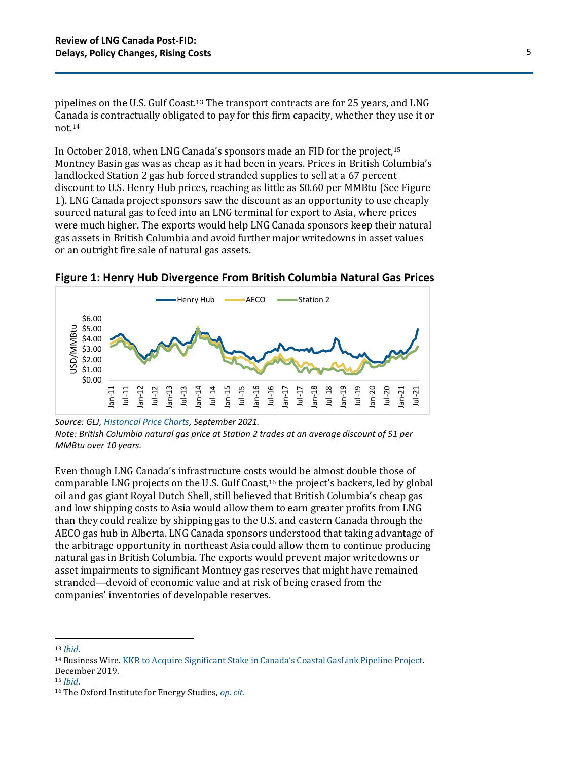pipelines on the U.S. Gulf Coast.[13] The transport contracts are for 25 years, and LNG Canada is contractually obligated to pay for this firm capacity, whether they use it or not.[14]

In October 2018, when LNG Canada's sponsors made an FID for the project,[15] Montney Basin gas was as cheap as it had been in years. Prices in British Columbia's landlocked Station 2 gas hub forced stranded supplies to sell at a 67 percent discount to U.S. Henry Hub prices, reaching as little as $0.60 per MMBtu (See Figure 1). LNG Canada project sponsors saw the discount as an opportunity to use cheaply sourced natural gas to feed into an LNG terminal for export to Asia, where prices were much higher. The exports would help LNG Canada sponsors keep their natural gas assets in British Columbia and avoid further major writedowns in asset values or an outright fire sale of natural gas assets.

### Figure 1: Henry Hub Divergence From British Columbia Natural Gas Prices

Henry Hub
AECO
Station 2

USD/MMBtu
$6.00
$5.00
$4.00
$3.00
$2.00
$1.00
$0.00

Jan-11
Jul-11
Jan-12
Jul-12
Jan-13
Jul-13
Jan-14
Jul-14
Jan-15
Jul-15
Jan-16
Jul-16
Jan-17
Jul-17
Jan-18
Jul-18
Jan-19
Jul-19
Jan-20
Jul-20
Jan-21
Jul-21

*Source: GLJ, Historical Price Charts, September 2021.*
*Note: British Columbia natural gas price at Station 2 trades at an average discount of $1 per MMBtu over 10 years.*

Even though LNG Canada's infrastructure costs would be almost double those of comparable LNG projects on the U.S. Gulf Coast,[16] the project's backers, led by global oil and gas giant Royal Dutch Shell, still believed that British Columbia's cheap gas and low shipping costs to Asia would allow them to earn greater profits from LNG than they could realize by shipping gas to the U.S. and eastern Canada through the AECO gas hub in Alberta. LNG Canada sponsors understood that taking advantage of the arbitrage opportunity in northeast Asia could allow them to continue producing natural gas in British Columbia. The exports would prevent major writedowns or asset impairments to significant Montney gas reserves that might have remained stranded—devoid of economic value and at risk of being erased from the companies' inventories of developable reserves.

---

[13] *Ibid*.
[14] Business Wire. KKR to Acquire Significant Stake in Canada's Coastal GasLink Pipeline Project. December 2019.
[15] *Ibid*.
[16] The Oxford Institute for Energy Studies, *op. cit.*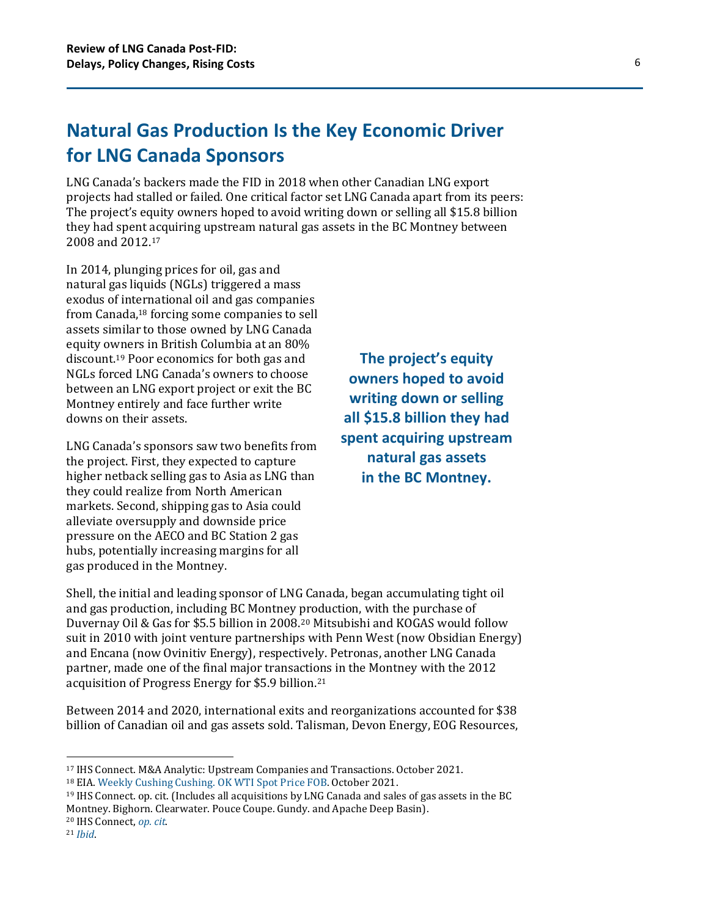## Natural Gas Production Is the Key Economic Driver for LNG Canada Sponsors

LNG Canada's backers made the FID in 2018 when other Canadian LNG export projects had stalled or failed. One critical factor set LNG Canada apart from its peers: The project's equity owners hoped to avoid writing down or selling all $15.8 billion they had spent acquiring upstream natural gas assets in the BC Montney between 2008 and 2012.[17]

In 2014, plunging prices for oil, gas and natural gas liquids (NGLs) triggered a mass exodus of international oil and gas companies from Canada,[18] forcing some companies to sell assets similar to those owned by LNG Canada equity owners in British Columbia at an 80% discount.[19] Poor economics for both gas and NGLs forced LNG Canada's owners to choose between an LNG export project or exit the BC Montney entirely and face further write downs on their assets.

**The project's equity owners hoped to avoid writing down or selling all $15.8 billion they had spent acquiring upstream natural gas assets in the BC Montney.**

LNG Canada's sponsors saw two benefits from the project. First, they expected to capture higher netback selling gas to Asia as LNG than they could realize from North American markets. Second, shipping gas to Asia could alleviate oversupply and downside price pressure on the AECO and BC Station 2 gas hubs, potentially increasing margins for all gas produced in the Montney.

Shell, the initial and leading sponsor of LNG Canada, began accumulating tight oil and gas production, including BC Montney production, with the purchase of Duvernay Oil & Gas for $5.5 billion in 2008.[20] Mitsubishi and KOGAS would follow suit in 2010 with joint venture partnerships with Penn West (now Obsidian Energy) and Encana (now Ovinitiv Energy), respectively. Petronas, another LNG Canada partner, made one of the final major transactions in the Montney with the 2012 acquisition of Progress Energy for $5.9 billion.[21]

Between 2014 and 2020, international exits and reorganizations accounted for $38 billion of Canadian oil and gas assets sold. Talisman, Devon Energy, EOG Resources,

---

[17] IHS Connect. M&A Analytic: Upstream Companies and Transactions. October 2021.
[18] EIA. Weekly Cushing Cushing. OK WTI Spot Price FOB. October 2021.
[19] IHS Connect. op. cit. (Includes all acquisitions by LNG Canada and sales of gas assets in the BC Montney. Bighorn. Clearwater. Pouce Coupe. Gundy. and Apache Deep Basin).
[20] IHS Connect, *op. cit*.
[21] *Ibid*.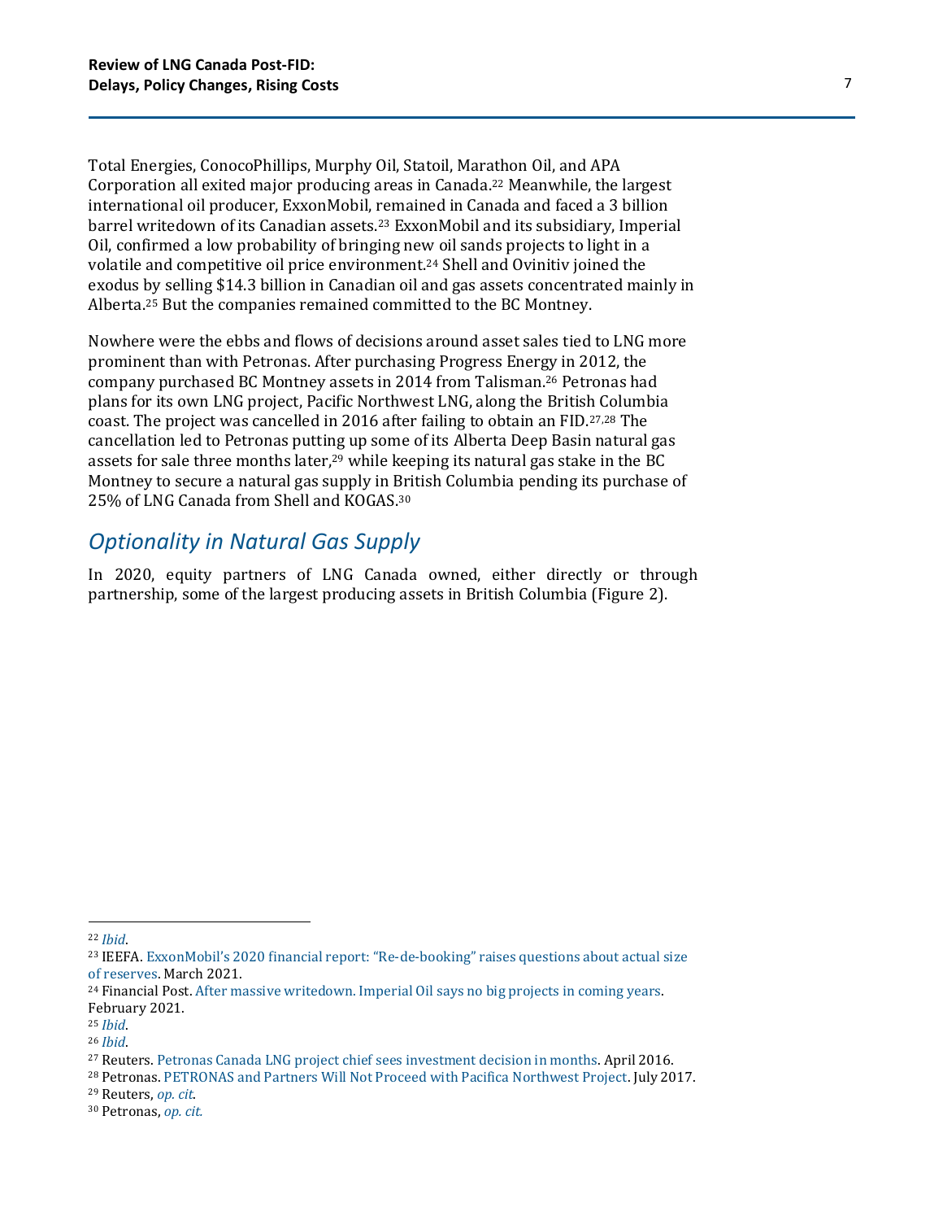Total Energies, ConocoPhillips, Murphy Oil, Statoil, Marathon Oil, and APA Corporation all exited major producing areas in Canada.[22] Meanwhile, the largest international oil producer, ExxonMobil, remained in Canada and faced a 3 billion barrel writedown of its Canadian assets.[23] ExxonMobil and its subsidiary, Imperial Oil, confirmed a low probability of bringing new oil sands projects to light in a volatile and competitive oil price environment.[24] Shell and Ovinitiv joined the exodus by selling $14.3 billion in Canadian oil and gas assets concentrated mainly in Alberta.[25] But the companies remained committed to the BC Montney.

Nowhere were the ebbs and flows of decisions around asset sales tied to LNG more prominent than with Petronas. After purchasing Progress Energy in 2012, the company purchased BC Montney assets in 2014 from Talisman.[26] Petronas had plans for its own LNG project, Pacific Northwest LNG, along the British Columbia coast. The project was cancelled in 2016 after failing to obtain an FID.[27,28] The cancellation led to Petronas putting up some of its Alberta Deep Basin natural gas assets for sale three months later,[29] while keeping its natural gas stake in the BC Montney to secure a natural gas supply in British Columbia pending its purchase of 25% of LNG Canada from Shell and KOGAS.[30]

## *Optionality in Natural Gas Supply*

In 2020, equity partners of LNG Canada owned, either directly or through partnership, some of the largest producing assets in British Columbia (Figure 2).

---

[22] *Ibid*.

[23] IEEFA. ExxonMobil's 2020 financial report: "Re-de-booking" raises questions about actual size of reserves. March 2021.

[24] Financial Post. After massive writedown. Imperial Oil says no big projects in coming years. February 2021.

[25] *Ibid*.

[26] *Ibid*.

[27] Reuters. Petronas Canada LNG project chief sees investment decision in months. April 2016.

[28] Petronas. PETRONAS and Partners Will Not Proceed with Pacifica Northwest Project. July 2017.

[29] Reuters, *op. cit*.

[30] Petronas, *op. cit.*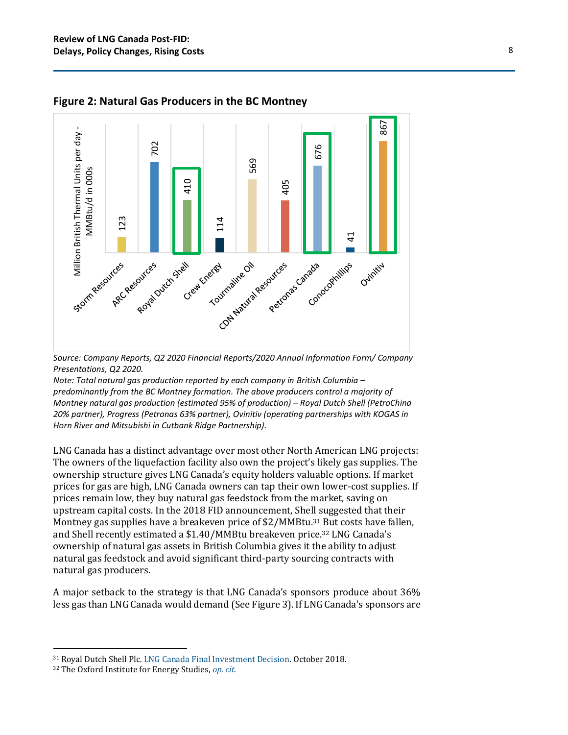**Figure 2: Natural Gas Producers in the BC Montney**

Million British Thermal Units per day - MMBtu/d in 000s

123
702
410
114
569
405
676
41
867

Storm Resources
ARC Resources
Royal Dutch Shell
Crew Energy
Tourmaline Oil
CDN Natural Resources
Petronas Canada
ConocoPhillips
Ovinitiv

*Source: Company Reports, Q2 2020 Financial Reports/2020 Annual Information Form/ Company Presentations, Q2 2020.*

*Note: Total natural gas production reported by each company in British Columbia – predominantly from the BC Montney formation. The above producers control a majority of Montney natural gas production (estimated 95% of production) – Royal Dutch Shell (PetroChina 20% partner), Progress (Petronas 63% partner), Ovinitiv (operating partnerships with KOGAS in Horn River and Mitsubishi in Cutbank Ridge Partnership).*

LNG Canada has a distinct advantage over most other North American LNG projects: The owners of the liquefaction facility also own the project's likely gas supplies. The ownership structure gives LNG Canada's equity holders valuable options. If market prices for gas are high, LNG Canada owners can tap their own lower-cost supplies. If prices remain low, they buy natural gas feedstock from the market, saving on upstream capital costs. In the 2018 FID announcement, Shell suggested that their Montney gas supplies have a breakeven price of $2/MMBtu.[31] But costs have fallen, and Shell recently estimated a $1.40/MMBtu breakeven price.[32] LNG Canada's ownership of natural gas assets in British Columbia gives it the ability to adjust natural gas feedstock and avoid significant third-party sourcing contracts with natural gas producers.

A major setback to the strategy is that LNG Canada's sponsors produce about 36% less gas than LNG Canada would demand (See Figure 3). If LNG Canada's sponsors are

[31] Royal Dutch Shell Plc. LNG Canada Final Investment Decision. October 2018.

[32] The Oxford Institute for Energy Studies, *op. cit.*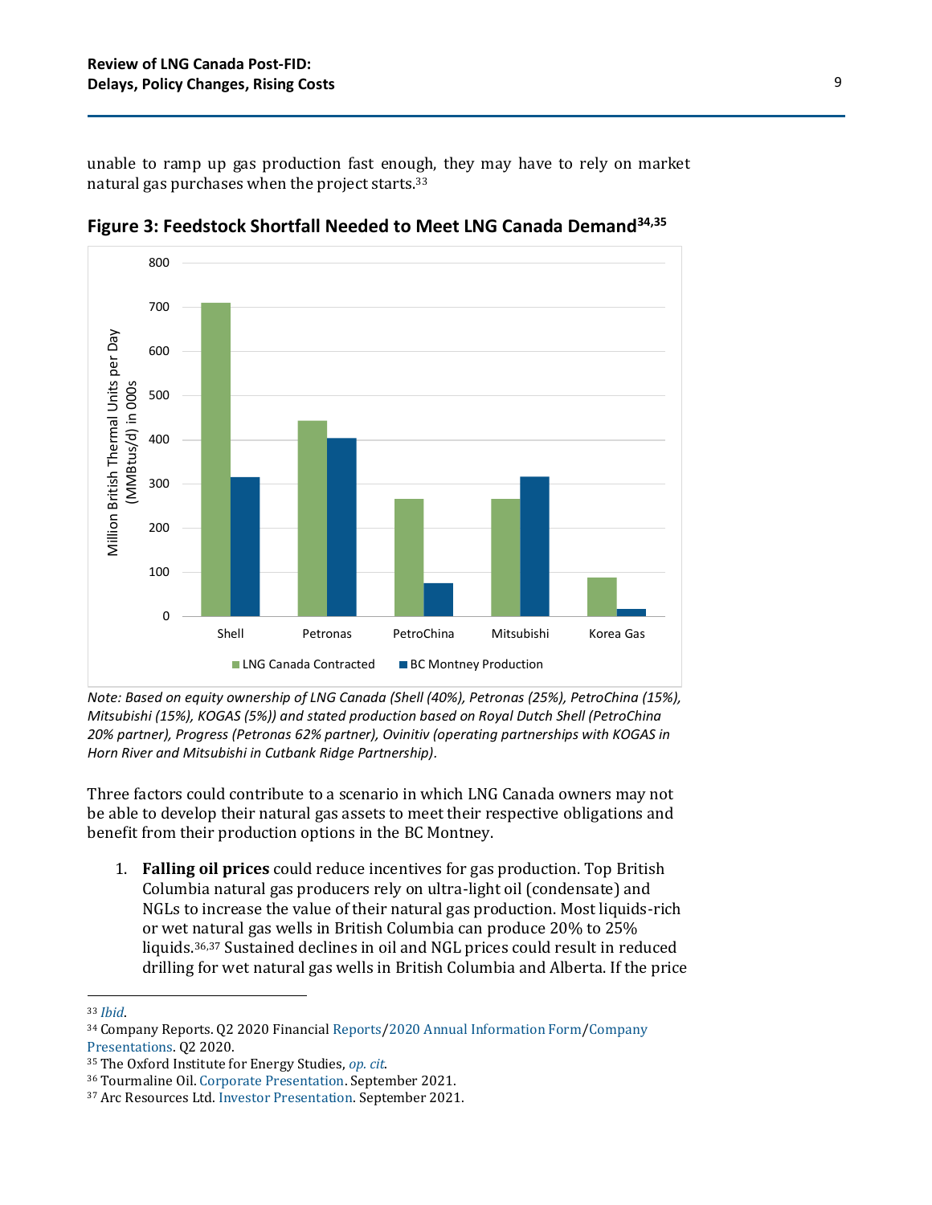unable to ramp up gas production fast enough, they may have to rely on market natural gas purchases when the project starts.[33]

**Figure 3: Feedstock Shortfall Needed to Meet LNG Canada Demand[34,35]**

Million British Thermal Units per Day (MMBtus/d) in 000s

800
700
600
500
400
300
200
100
0

Shell
Petronas
PetroChina
Mitsubishi
Korea Gas

LNG Canada Contracted
BC Montney Production

*Note: Based on equity ownership of LNG Canada (Shell (40%), Petronas (25%), PetroChina (15%), Mitsubishi (15%), KOGAS (5%)) and stated production based on Royal Dutch Shell (PetroChina 20% partner), Progress (Petronas 62% partner), Ovinitiv (operating partnerships with KOGAS in Horn River and Mitsubishi in Cutbank Ridge Partnership).*

Three factors could contribute to a scenario in which LNG Canada owners may not be able to develop their natural gas assets to meet their respective obligations and benefit from their production options in the BC Montney.

1. **Falling oil prices** could reduce incentives for gas production. Top British Columbia natural gas producers rely on ultra-light oil (condensate) and NGLs to increase the value of their natural gas production. Most liquids-rich or wet natural gas wells in British Columbia can produce 20% to 25% liquids.[36,37] Sustained declines in oil and NGL prices could result in reduced drilling for wet natural gas wells in British Columbia and Alberta. If the price

---

[33] *Ibid*.

[34] Company Reports. Q2 2020 Financial Reports/2020 Annual Information Form/Company Presentations. Q2 2020.

[35] The Oxford Institute for Energy Studies, *op. cit*.

[36] Tourmaline Oil. Corporate Presentation. September 2021.

[37] Arc Resources Ltd. Investor Presentation. September 2021.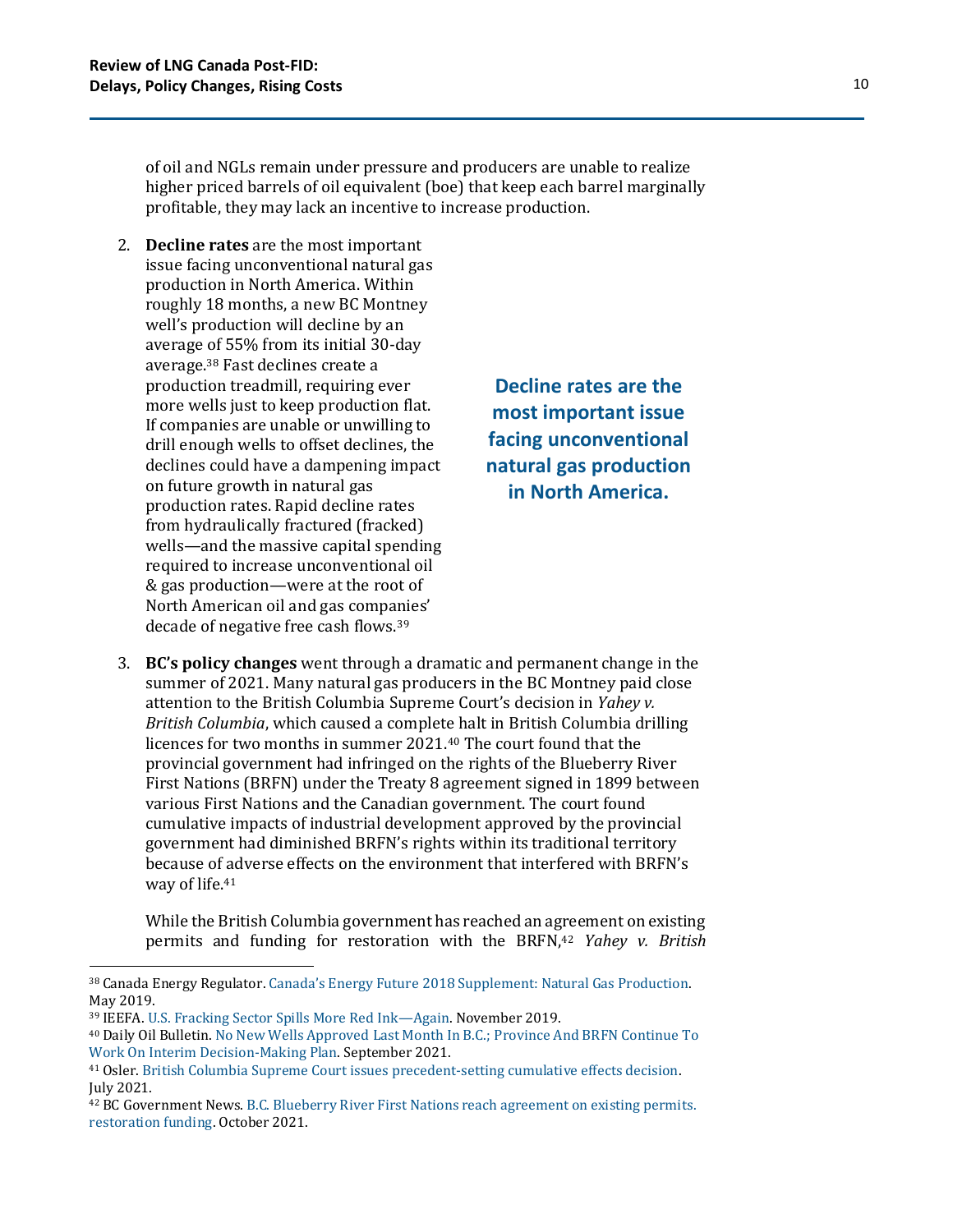of oil and NGLs remain under pressure and producers are unable to realize higher priced barrels of oil equivalent (boe) that keep each barrel marginally profitable, they may lack an incentive to increase production.

2. **Decline rates** are the most important issue facing unconventional natural gas production in North America. Within roughly 18 months, a new BC Montney well's production will decline by an average of 55% from its initial 30-day average.[38] Fast declines create a production treadmill, requiring ever more wells just to keep production flat. If companies are unable or unwilling to drill enough wells to offset declines, the declines could have a dampening impact on future growth in natural gas production rates. Rapid decline rates from hydraulically fractured (fracked) wells—and the massive capital spending required to increase unconventional oil & gas production—were at the root of North American oil and gas companies' decade of negative free cash flows.[39]

   **Decline rates are the most important issue facing unconventional natural gas production in North America.**

3. **BC's policy changes** went through a dramatic and permanent change in the summer of 2021. Many natural gas producers in the BC Montney paid close attention to the British Columbia Supreme Court's decision in *Yahey v. British Columbia*, which caused a complete halt in British Columbia drilling licences for two months in summer 2021.[40] The court found that the provincial government had infringed on the rights of the Blueberry River First Nations (BRFN) under the Treaty 8 agreement signed in 1899 between various First Nations and the Canadian government. The court found cumulative impacts of industrial development approved by the provincial government had diminished BRFN's rights within its traditional territory because of adverse effects on the environment that interfered with BRFN's way of life.[41]

   While the British Columbia government has reached an agreement on existing permits and funding for restoration with the BRFN,[42] *Yahey v. British*

---

[38] Canada Energy Regulator. Canada's Energy Future 2018 Supplement: Natural Gas Production. May 2019.

[39] IEEFA. U.S. Fracking Sector Spills More Red Ink—Again. November 2019.

[40] Daily Oil Bulletin. No New Wells Approved Last Month In B.C.; Province And BRFN Continue To Work On Interim Decision-Making Plan. September 2021.

[41] Osler. British Columbia Supreme Court issues precedent-setting cumulative effects decision. July 2021.

[42] BC Government News. B.C. Blueberry River First Nations reach agreement on existing permits. restoration funding. October 2021.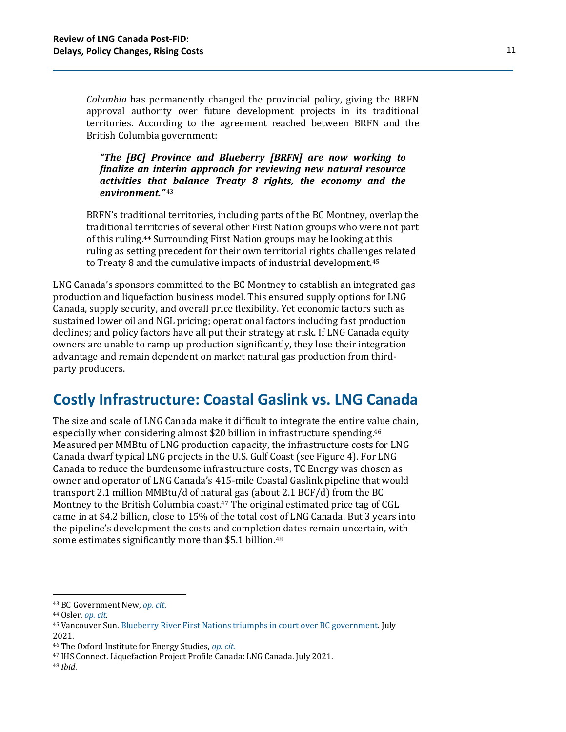*Columbia* has permanently changed the provincial policy, giving the BRFN approval authority over future development projects in its traditional territories. According to the agreement reached between BRFN and the British Columbia government:

> ***"The [BC] Province and Blueberry [BRFN] are now working to finalize an interim approach for reviewing new natural resource activities that balance Treaty 8 rights, the economy and the environment."***[43]

BRFN's traditional territories, including parts of the BC Montney, overlap the traditional territories of several other First Nation groups who were not part of this ruling.[44] Surrounding First Nation groups may be looking at this ruling as setting precedent for their own territorial rights challenges related to Treaty 8 and the cumulative impacts of industrial development.[45]

LNG Canada's sponsors committed to the BC Montney to establish an integrated gas production and liquefaction business model. This ensured supply options for LNG Canada, supply security, and overall price flexibility. Yet economic factors such as sustained lower oil and NGL pricing; operational factors including fast production declines; and policy factors have all put their strategy at risk. If LNG Canada equity owners are unable to ramp up production significantly, they lose their integration advantage and remain dependent on market natural gas production from third-party producers.

## Costly Infrastructure: Coastal Gaslink vs. LNG Canada

The size and scale of LNG Canada make it difficult to integrate the entire value chain, especially when considering almost $20 billion in infrastructure spending.[46] Measured per MMBtu of LNG production capacity, the infrastructure costs for LNG Canada dwarf typical LNG projects in the U.S. Gulf Coast (see Figure 4). For LNG Canada to reduce the burdensome infrastructure costs, TC Energy was chosen as owner and operator of LNG Canada's 415-mile Coastal Gaslink pipeline that would transport 2.1 million MMBtu/d of natural gas (about 2.1 BCF/d) from the BC Montney to the British Columbia coast.[47] The original estimated price tag of CGL came in at $4.2 billion, close to 15% of the total cost of LNG Canada. But 3 years into the pipeline's development the costs and completion dates remain uncertain, with some estimates significantly more than $5.1 billion.[48]

---

[43] BC Government New, *op. cit*.

[44] Osler, *op. cit*.

[45] Vancouver Sun. Blueberry River First Nations triumphs in court over BC government. July 2021.

[46] The Oxford Institute for Energy Studies, *op. cit*.

[47] IHS Connect. Liquefaction Project Profile Canada: LNG Canada. July 2021.

[48] *Ibid*.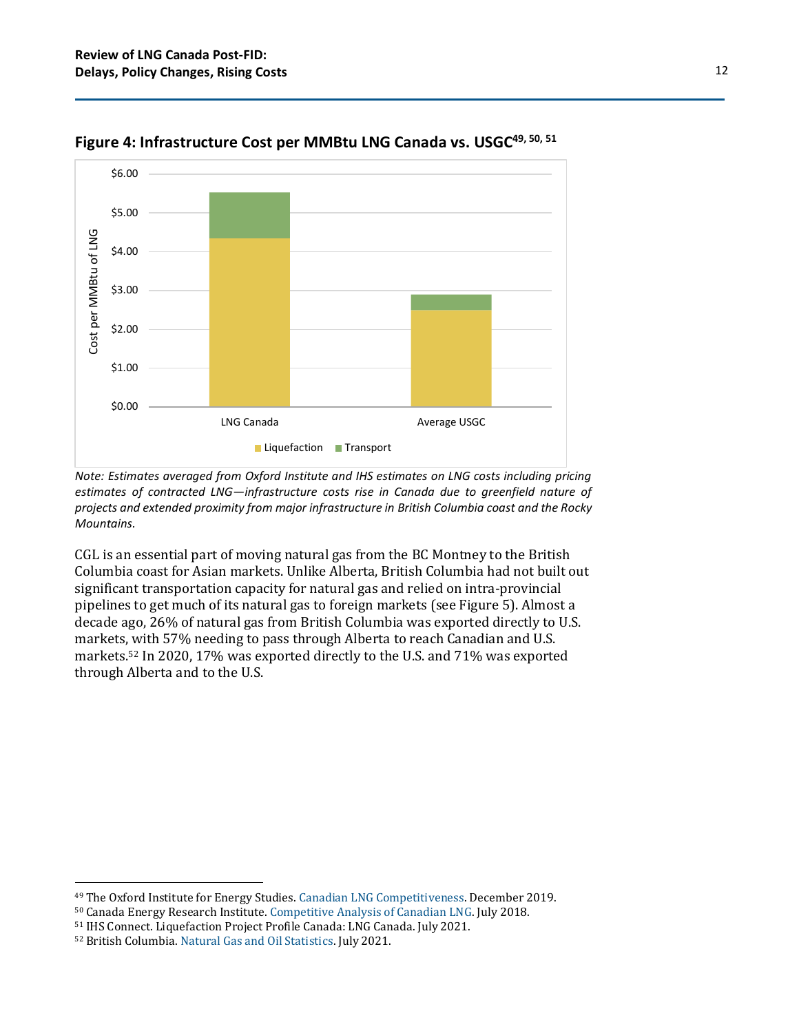**Figure 4: Infrastructure Cost per MMBtu LNG Canada vs. USGC[49, 50, 51]**

*Note: Estimates averaged from Oxford Institute and IHS estimates on LNG costs including pricing estimates of contracted LNG—infrastructure costs rise in Canada due to greenfield nature of projects and extended proximity from major infrastructure in British Columbia coast and the Rocky Mountains.*

CGL is an essential part of moving natural gas from the BC Montney to the British Columbia coast for Asian markets. Unlike Alberta, British Columbia had not built out significant transportation capacity for natural gas and relied on intra-provincial pipelines to get much of its natural gas to foreign markets (see Figure 5). Almost a decade ago, 26% of natural gas from British Columbia was exported directly to U.S. markets, with 57% needing to pass through Alberta to reach Canadian and U.S. markets.[52] In 2020, 17% was exported directly to the U.S. and 71% was exported through Alberta and to the U.S.

---

[49] The Oxford Institute for Energy Studies. Canadian LNG Competitiveness. December 2019.

[50] Canada Energy Research Institute. Competitive Analysis of Canadian LNG. July 2018.

[51] IHS Connect. Liquefaction Project Profile Canada: LNG Canada. July 2021.

[52] British Columbia. Natural Gas and Oil Statistics. July 2021.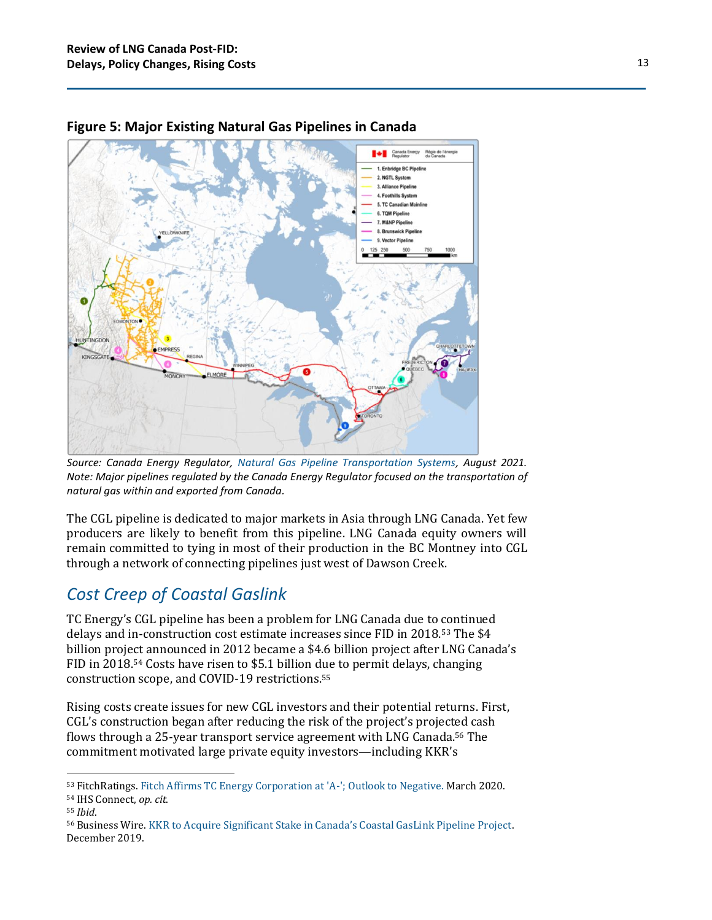**Figure 5: Major Existing Natural Gas Pipelines in Canada**

Canada Energy Regulator
Régie de l'énergie du Canada

1. Enbridge BC Pipeline
2. NGTL System
3. Alliance Pipeline
4. Foothills System
5. TC Canadian Mainline
6. TQM Pipeline
7. M&NP Pipeline
8. Brunswick Pipeline
9. Vector Pipeline

0 125 250 500 750 1000 km

YELLOWKNIFE
EDMONTON
HUNTINGDON
KINGSGATE
EMPRESS
REGINA
MONCHY
ELMORE
WINNIPEG
OTTAWA
TORONTO
QUÉBEC
FREDERICTON
CHARLOTTETOWN
HALIFAX

*Source: Canada Energy Regulator, Natural Gas Pipeline Transportation Systems, August 2021.*
*Note: Major pipelines regulated by the Canada Energy Regulator focused on the transportation of natural gas within and exported from Canada.*

The CGL pipeline is dedicated to major markets in Asia through LNG Canada. Yet few producers are likely to benefit from this pipeline. LNG Canada equity owners will remain committed to tying in most of their production in the BC Montney into CGL through a network of connecting pipelines just west of Dawson Creek.

## Cost Creep of Coastal Gaslink

TC Energy's CGL pipeline has been a problem for LNG Canada due to continued delays and in-construction cost estimate increases since FID in 2018.[53] The $4 billion project announced in 2012 became a $4.6 billion project after LNG Canada's FID in 2018.[54] Costs have risen to $5.1 billion due to permit delays, changing construction scope, and COVID-19 restrictions.[55]

Rising costs create issues for new CGL investors and their potential returns. First, CGL's construction began after reducing the risk of the project's projected cash flows through a 25-year transport service agreement with LNG Canada.[56] The commitment motivated large private equity investors—including KKR's

---

[53] FitchRatings. Fitch Affirms TC Energy Corporation at 'A-'; Outlook to Negative. March 2020.
[54] IHS Connect, *op. cit.*
[55] *Ibid.*
[56] Business Wire. KKR to Acquire Significant Stake in Canada's Coastal GasLink Pipeline Project. December 2019.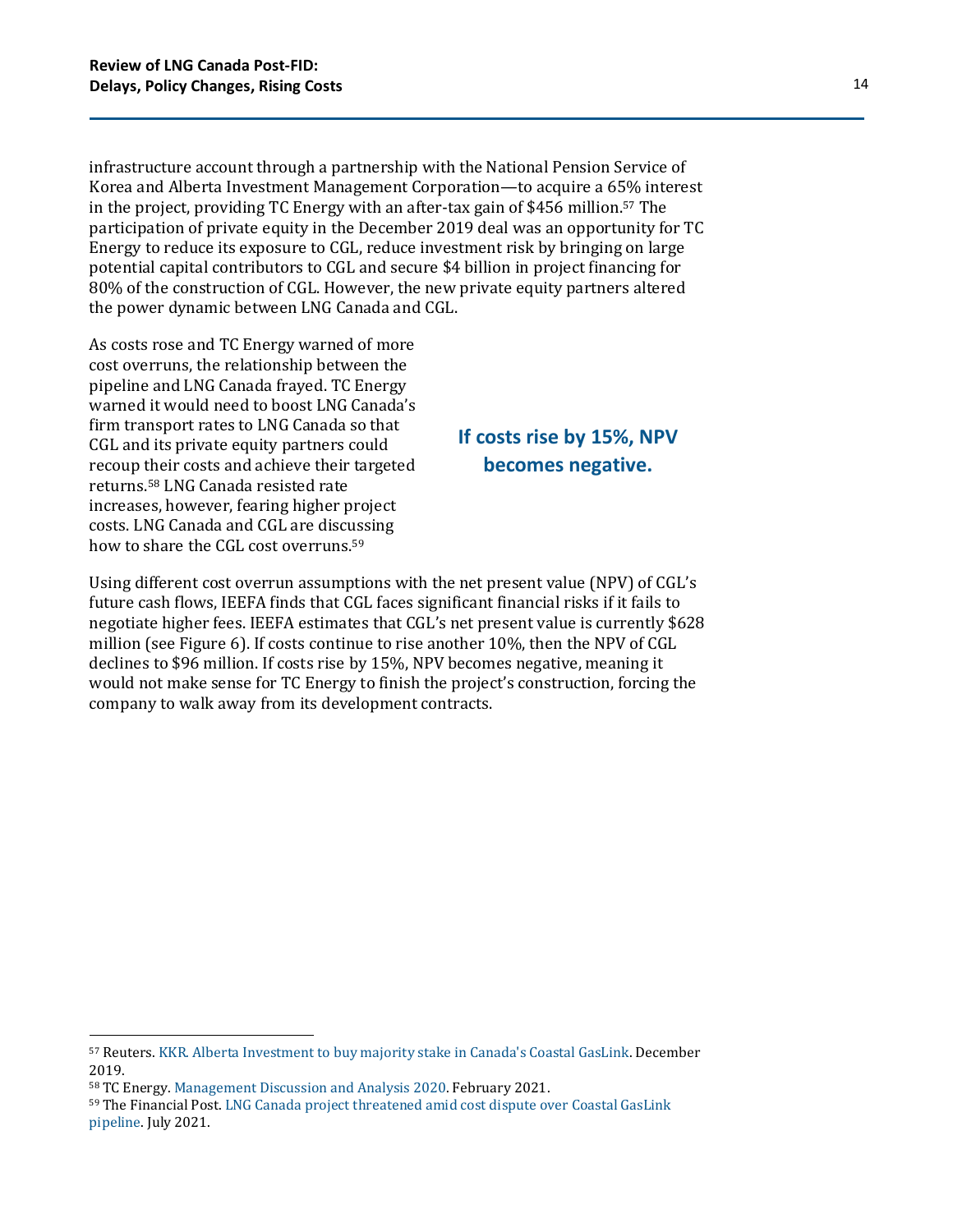infrastructure account through a partnership with the National Pension Service of Korea and Alberta Investment Management Corporation—to acquire a 65% interest in the project, providing TC Energy with an after-tax gain of $456 million.[57] The participation of private equity in the December 2019 deal was an opportunity for TC Energy to reduce its exposure to CGL, reduce investment risk by bringing on large potential capital contributors to CGL and secure $4 billion in project financing for 80% of the construction of CGL. However, the new private equity partners altered the power dynamic between LNG Canada and CGL.

As costs rose and TC Energy warned of more cost overruns, the relationship between the pipeline and LNG Canada frayed. TC Energy warned it would need to boost LNG Canada's firm transport rates to LNG Canada so that CGL and its private equity partners could recoup their costs and achieve their targeted returns.[58] LNG Canada resisted rate increases, however, fearing higher project costs. LNG Canada and CGL are discussing how to share the CGL cost overruns.[59]

**If costs rise by 15%, NPV becomes negative.**

Using different cost overrun assumptions with the net present value (NPV) of CGL's future cash flows, IEEFA finds that CGL faces significant financial risks if it fails to negotiate higher fees. IEEFA estimates that CGL's net present value is currently $628 million (see Figure 6). If costs continue to rise another 10%, then the NPV of CGL declines to $96 million. If costs rise by 15%, NPV becomes negative, meaning it would not make sense for TC Energy to finish the project's construction, forcing the company to walk away from its development contracts.

---

[57] Reuters. KKR. Alberta Investment to buy majority stake in Canada's Coastal GasLink. December 2019.

[58] TC Energy. Management Discussion and Analysis 2020. February 2021.

[59] The Financial Post. LNG Canada project threatened amid cost dispute over Coastal GasLink pipeline. July 2021.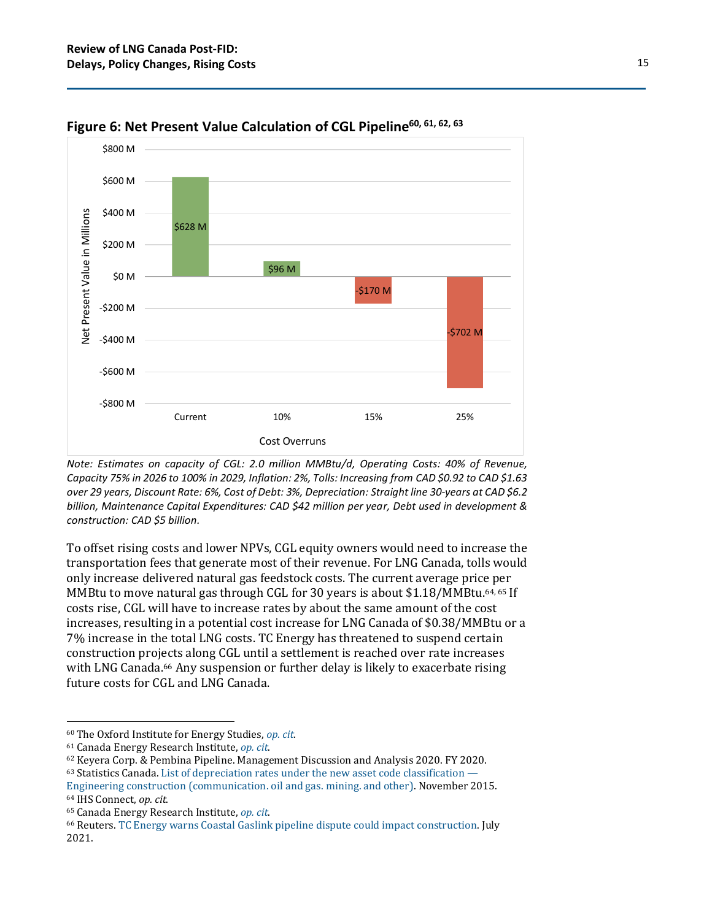**Figure 6: Net Present Value Calculation of CGL Pipeline**[60, 61, 62, 63]

$800 M
$600 M
$400 M
$200 M
$0 M
-$200 M
-$400 M
-$600 M
-$800 M

Net Present Value in Millions

$628 M
$96 M
-$170 M
-$702 M

Current
10%
15%
25%

Cost Overruns

*Note: Estimates on capacity of CGL: 2.0 million MMBtu/d, Operating Costs: 40% of Revenue, Capacity 75% in 2026 to 100% in 2029, Inflation: 2%, Tolls: Increasing from CAD $0.92 to CAD $1.63 over 29 years, Discount Rate: 6%, Cost of Debt: 3%, Depreciation: Straight line 30-years at CAD $6.2 billion, Maintenance Capital Expenditures: CAD $42 million per year, Debt used in development & construction: CAD $5 billion.*

To offset rising costs and lower NPVs, CGL equity owners would need to increase the transportation fees that generate most of their revenue. For LNG Canada, tolls would only increase delivered natural gas feedstock costs. The current average price per MMBtu to move natural gas through CGL for 30 years is about $1.18/MMBtu.[64, 65] If costs rise, CGL will have to increase rates by about the same amount of the cost increases, resulting in a potential cost increase for LNG Canada of $0.38/MMBtu or a 7% increase in the total LNG costs. TC Energy has threatened to suspend certain construction projects along CGL until a settlement is reached over rate increases with LNG Canada.[66] Any suspension or further delay is likely to exacerbate rising future costs for CGL and LNG Canada.

---

[60] The Oxford Institute for Energy Studies, *op. cit.*

[61] Canada Energy Research Institute, *op. cit.*

[62] Keyera Corp. & Pembina Pipeline. Management Discussion and Analysis 2020. FY 2020.

[63] Statistics Canada. List of depreciation rates under the new asset code classification — Engineering construction (communication. oil and gas. mining. and other). November 2015.

[64] IHS Connect, *op. cit.*

[65] Canada Energy Research Institute, *op. cit.*

[66] Reuters. TC Energy warns Coastal Gaslink pipeline dispute could impact construction. July 2021.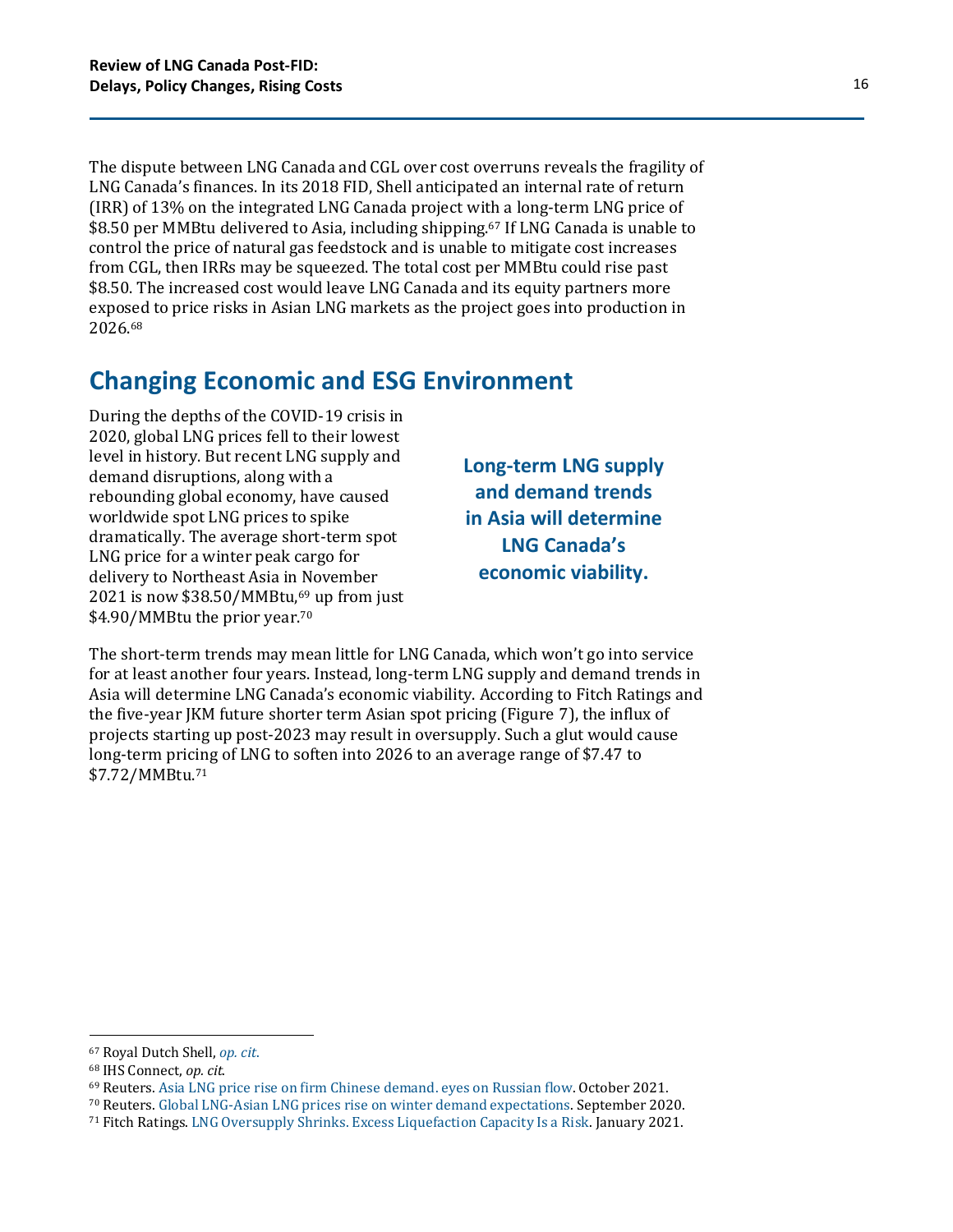The dispute between LNG Canada and CGL over cost overruns reveals the fragility of LNG Canada's finances. In its 2018 FID, Shell anticipated an internal rate of return (IRR) of 13% on the integrated LNG Canada project with a long-term LNG price of $8.50 per MMBtu delivered to Asia, including shipping.[67] If LNG Canada is unable to control the price of natural gas feedstock and is unable to mitigate cost increases from CGL, then IRRs may be squeezed. The total cost per MMBtu could rise past $8.50. The increased cost would leave LNG Canada and its equity partners more exposed to price risks in Asian LNG markets as the project goes into production in 2026.[68]

## Changing Economic and ESG Environment

During the depths of the COVID-19 crisis in 2020, global LNG prices fell to their lowest level in history. But recent LNG supply and demand disruptions, along with a rebounding global economy, have caused worldwide spot LNG prices to spike dramatically. The average short-term spot LNG price for a winter peak cargo for delivery to Northeast Asia in November 2021 is now $38.50/MMBtu,[69] up from just $4.90/MMBtu the prior year.[70]

**Long-term LNG supply and demand trends in Asia will determine LNG Canada's economic viability.**

The short-term trends may mean little for LNG Canada, which won't go into service for at least another four years. Instead, long-term LNG supply and demand trends in Asia will determine LNG Canada's economic viability. According to Fitch Ratings and the five-year JKM future shorter term Asian spot pricing (Figure 7), the influx of projects starting up post-2023 may result in oversupply. Such a glut would cause long-term pricing of LNG to soften into 2026 to an average range of $7.47 to $7.72/MMBtu.[71]

---

[67] Royal Dutch Shell, *op. cit.*

[68] IHS Connect, *op. cit.*

[69] Reuters. Asia LNG price rise on firm Chinese demand. eyes on Russian flow. October 2021.

[70] Reuters. Global LNG-Asian LNG prices rise on winter demand expectations. September 2020.

[71] Fitch Ratings. LNG Oversupply Shrinks. Excess Liquefaction Capacity Is a Risk. January 2021.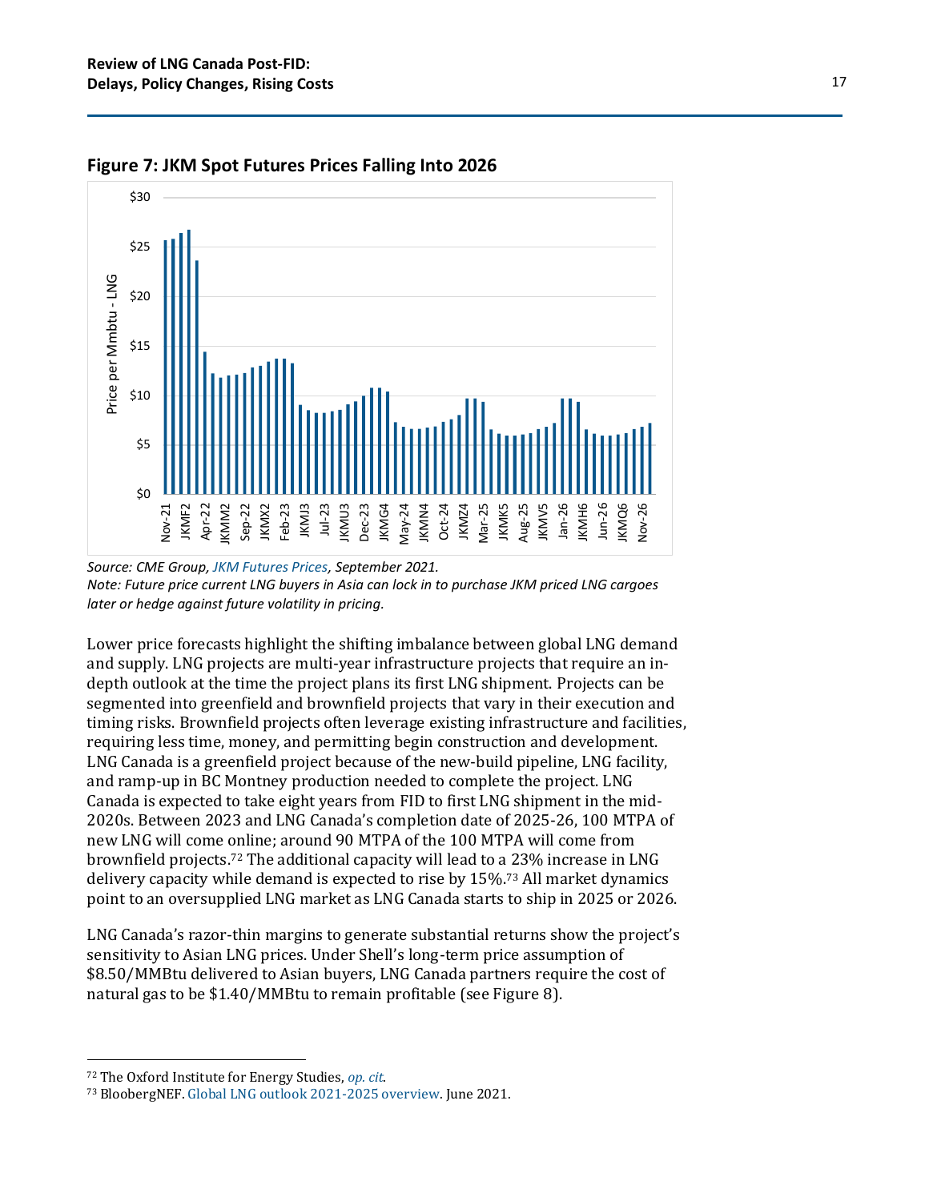## Figure 7: JKM Spot Futures Prices Falling Into 2026

$30
$25
$20
$15
$10
$5
$0

Price per Mmbtu - LNG

Nov-21 JKMF2 Apr-22 JKMM2 Sep-22 JKMX2 Feb-23 JKMJ3 Jul-23 JKMU3 Dec-23 JKMG4 May-24 JKMN4 Oct-24 JKMZ4 Mar-25 JKMK5 Aug-25 JKMV5 Jan-26 JKMH6 Jun-26 JKMQ6 Nov-26

*Source: CME Group, JKM Futures Prices, September 2021.*
*Note: Future price current LNG buyers in Asia can lock in to purchase JKM priced LNG cargoes later or hedge against future volatility in pricing.*

Lower price forecasts highlight the shifting imbalance between global LNG demand and supply. LNG projects are multi-year infrastructure projects that require an in-depth outlook at the time the project plans its first LNG shipment. Projects can be segmented into greenfield and brownfield projects that vary in their execution and timing risks. Brownfield projects often leverage existing infrastructure and facilities, requiring less time, money, and permitting begin construction and development. LNG Canada is a greenfield project because of the new-build pipeline, LNG facility, and ramp-up in BC Montney production needed to complete the project. LNG Canada is expected to take eight years from FID to first LNG shipment in the mid-2020s. Between 2023 and LNG Canada's completion date of 2025-26, 100 MTPA of new LNG will come online; around 90 MTPA of the 100 MTPA will come from brownfield projects.[72] The additional capacity will lead to a 23% increase in LNG delivery capacity while demand is expected to rise by 15%.[73] All market dynamics point to an oversupplied LNG market as LNG Canada starts to ship in 2025 or 2026.

LNG Canada's razor-thin margins to generate substantial returns show the project's sensitivity to Asian LNG prices. Under Shell's long-term price assumption of $8.50/MMBtu delivered to Asian buyers, LNG Canada partners require the cost of natural gas to be $1.40/MMBtu to remain profitable (see Figure 8).

---

[72] The Oxford Institute for Energy Studies, *op. cit*.

[73] BloobergNEF. Global LNG outlook 2021-2025 overview. June 2021.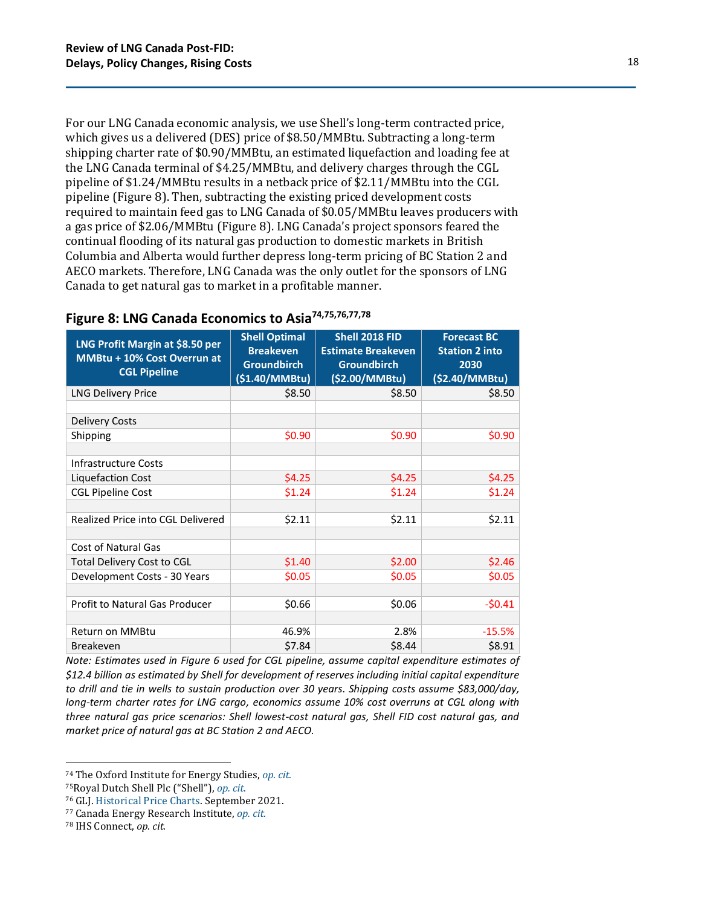For our LNG Canada economic analysis, we use Shell's long-term contracted price, which gives us a delivered (DES) price of $8.50/MMBtu. Subtracting a long-term shipping charter rate of $0.90/MMBtu, an estimated liquefaction and loading fee at the LNG Canada terminal of $4.25/MMBtu, and delivery charges through the CGL pipeline of $1.24/MMBtu results in a netback price of $2.11/MMBtu into the CGL pipeline (Figure 8). Then, subtracting the existing priced development costs required to maintain feed gas to LNG Canada of $0.05/MMBtu leaves producers with a gas price of $2.06/MMBtu (Figure 8). LNG Canada's project sponsors feared the continual flooding of its natural gas production to domestic markets in British Columbia and Alberta would further depress long-term pricing of BC Station 2 and AECO markets. Therefore, LNG Canada was the only outlet for the sponsors of LNG Canada to get natural gas to market in a profitable manner.

## Figure 8: LNG Canada Economics to Asia[74,75,76,77,78]

| LNG Profit Margin at $8.50 per MMBtu + 10% Cost Overrun at CGL Pipeline | Shell Optimal Breakeven Groundbirch ($1.40/MMBtu) | Shell 2018 FID Estimate Breakeven Groundbirch ($2.00/MMBtu) | Forecast BC Station 2 into 2030 ($2.40/MMBtu) |
|---|---|---|---|
| LNG Delivery Price | $8.50 | $8.50 | $8.50 |
| | | | |
| Delivery Costs | | | |
| Shipping | $0.90 | $0.90 | $0.90 |
| | | | |
| Infrastructure Costs | | | |
| Liquefaction Cost | $4.25 | $4.25 | $4.25 |
| CGL Pipeline Cost | $1.24 | $1.24 | $1.24 |
| | | | |
| Realized Price into CGL Delivered | $2.11 | $2.11 | $2.11 |
| | | | |
| Cost of Natural Gas | | | |
| Total Delivery Cost to CGL | $1.40 | $2.00 | $2.46 |
| Development Costs - 30 Years | $0.05 | $0.05 | $0.05 |
| | | | |
| Profit to Natural Gas Producer | $0.66 | $0.06 | -$0.41 |
| | | | |
| Return on MMBtu | 46.9% | 2.8% | -15.5% |
| Breakeven | $7.84 | $8.44 | $8.91 |

*Note: Estimates used in Figure 6 used for CGL pipeline, assume capital expenditure estimates of $12.4 billion as estimated by Shell for development of reserves including initial capital expenditure to drill and tie in wells to sustain production over 30 years. Shipping costs assume $83,000/day, long-term charter rates for LNG cargo, economics assume 10% cost overruns at CGL along with three natural gas price scenarios: Shell lowest-cost natural gas, Shell FID cost natural gas, and market price of natural gas at BC Station 2 and AECO.*

---

[74] The Oxford Institute for Energy Studies, *op. cit.*

[75] Royal Dutch Shell Plc ("Shell"), *op. cit.*

[76] GLJ. Historical Price Charts. September 2021.

[77] Canada Energy Research Institute, *op. cit.*

[78] IHS Connect, *op. cit.*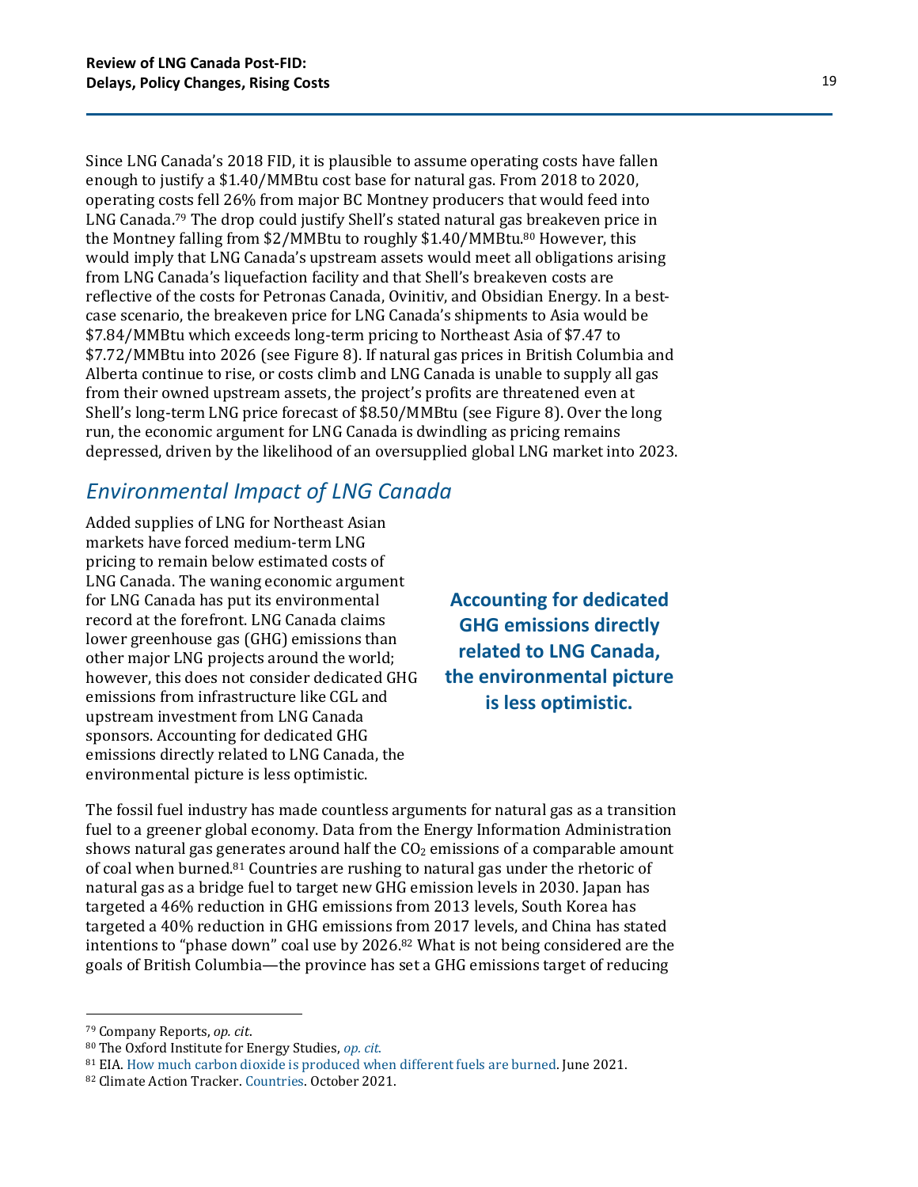Since LNG Canada's 2018 FID, it is plausible to assume operating costs have fallen enough to justify a $1.40/MMBtu cost base for natural gas. From 2018 to 2020, operating costs fell 26% from major BC Montney producers that would feed into LNG Canada.[79] The drop could justify Shell's stated natural gas breakeven price in the Montney falling from $2/MMBtu to roughly $1.40/MMBtu.[80] However, this would imply that LNG Canada's upstream assets would meet all obligations arising from LNG Canada's liquefaction facility and that Shell's breakeven costs are reflective of the costs for Petronas Canada, Ovinitiv, and Obsidian Energy. In a best-case scenario, the breakeven price for LNG Canada's shipments to Asia would be $7.84/MMBtu which exceeds long-term pricing to Northeast Asia of $7.47 to $7.72/MMBtu into 2026 (see Figure 8). If natural gas prices in British Columbia and Alberta continue to rise, or costs climb and LNG Canada is unable to supply all gas from their owned upstream assets, the project's profits are threatened even at Shell's long-term LNG price forecast of $8.50/MMBtu (see Figure 8). Over the long run, the economic argument for LNG Canada is dwindling as pricing remains depressed, driven by the likelihood of an oversupplied global LNG market into 2023.

## *Environmental Impact of LNG Canada*

Added supplies of LNG for Northeast Asian markets have forced medium-term LNG pricing to remain below estimated costs of LNG Canada. The waning economic argument for LNG Canada has put its environmental record at the forefront. LNG Canada claims lower greenhouse gas (GHG) emissions than other major LNG projects around the world; however, this does not consider dedicated GHG emissions from infrastructure like CGL and upstream investment from LNG Canada sponsors. Accounting for dedicated GHG emissions directly related to LNG Canada, the environmental picture is less optimistic.

**Accounting for dedicated GHG emissions directly related to LNG Canada, the environmental picture is less optimistic.**

The fossil fuel industry has made countless arguments for natural gas as a transition fuel to a greener global economy. Data from the Energy Information Administration shows natural gas generates around half the $CO_2$ emissions of a comparable amount of coal when burned.[81] Countries are rushing to natural gas under the rhetoric of natural gas as a bridge fuel to target new GHG emission levels in 2030. Japan has targeted a 46% reduction in GHG emissions from 2013 levels, South Korea has targeted a 40% reduction in GHG emissions from 2017 levels, and China has stated intentions to "phase down" coal use by 2026.[82] What is not being considered are the goals of British Columbia—the province has set a GHG emissions target of reducing

---

[79] Company Reports, *op. cit*.

[80] The Oxford Institute for Energy Studies, *op. cit*.

[81] EIA. How much carbon dioxide is produced when different fuels are burned. June 2021.

[82] Climate Action Tracker. Countries. October 2021.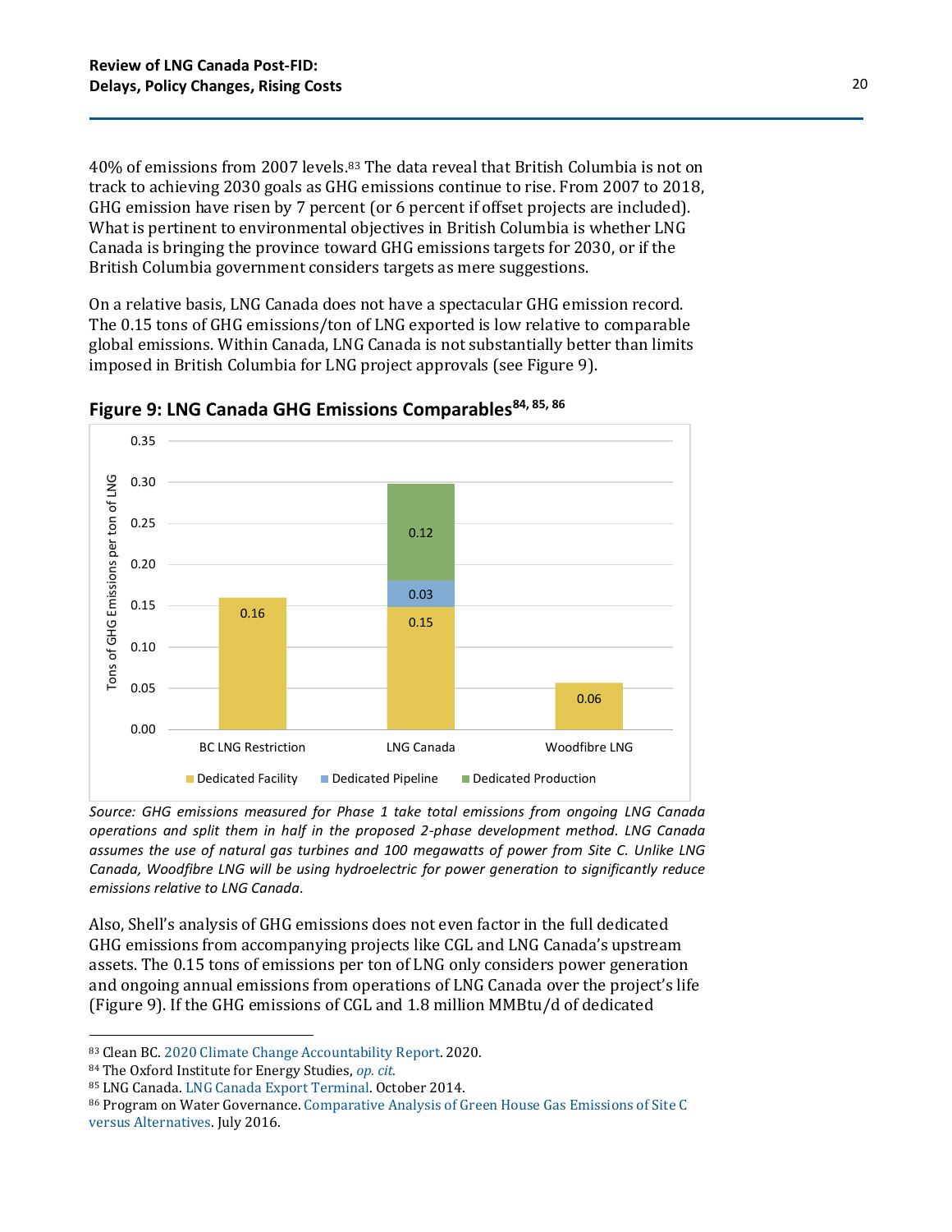40% of emissions from 2007 levels.[83] The data reveal that British Columbia is not on track to achieving 2030 goals as GHG emissions continue to rise. From 2007 to 2018, GHG emission have risen by 7 percent (or 6 percent if offset projects are included). What is pertinent to environmental objectives in British Columbia is whether LNG Canada is bringing the province toward GHG emissions targets for 2030, or if the British Columbia government considers targets as mere suggestions.

On a relative basis, LNG Canada does not have a spectacular GHG emission record. The 0.15 tons of GHG emissions/ton of LNG exported is low relative to comparable global emissions. Within Canada, LNG Canada is not substantially better than limits imposed in British Columbia for LNG project approvals (see Figure 9).

**Figure 9: LNG Canada GHG Emissions Comparables[84, 85, 86]**

| Tons of GHG Emissions per ton of LNG | Dedicated Facility | Dedicated Pipeline | Dedicated Production |
|---|---|---|---|
| BC LNG Restriction | 0.16 | | |
| LNG Canada | 0.15 | 0.03 | 0.12 |
| Woodfibre LNG | 0.06 | | |

*Source: GHG emissions measured for Phase 1 take total emissions from ongoing LNG Canada operations and split them in half in the proposed 2-phase development method. LNG Canada assumes the use of natural gas turbines and 100 megawatts of power from Site C. Unlike LNG Canada, Woodfibre LNG will be using hydroelectric for power generation to significantly reduce emissions relative to LNG Canada.*

Also, Shell's analysis of GHG emissions does not even factor in the full dedicated GHG emissions from accompanying projects like CGL and LNG Canada's upstream assets. The 0.15 tons of emissions per ton of LNG only considers power generation and ongoing annual emissions from operations of LNG Canada over the project's life (Figure 9). If the GHG emissions of CGL and 1.8 million MMBtu/d of dedicated

---

[83] Clean BC. 2020 Climate Change Accountability Report. 2020.

[84] The Oxford Institute for Energy Studies, *op. cit.*

[85] LNG Canada. LNG Canada Export Terminal. October 2014.

[86] Program on Water Governance. Comparative Analysis of Green House Gas Emissions of Site C versus Alternatives. July 2016.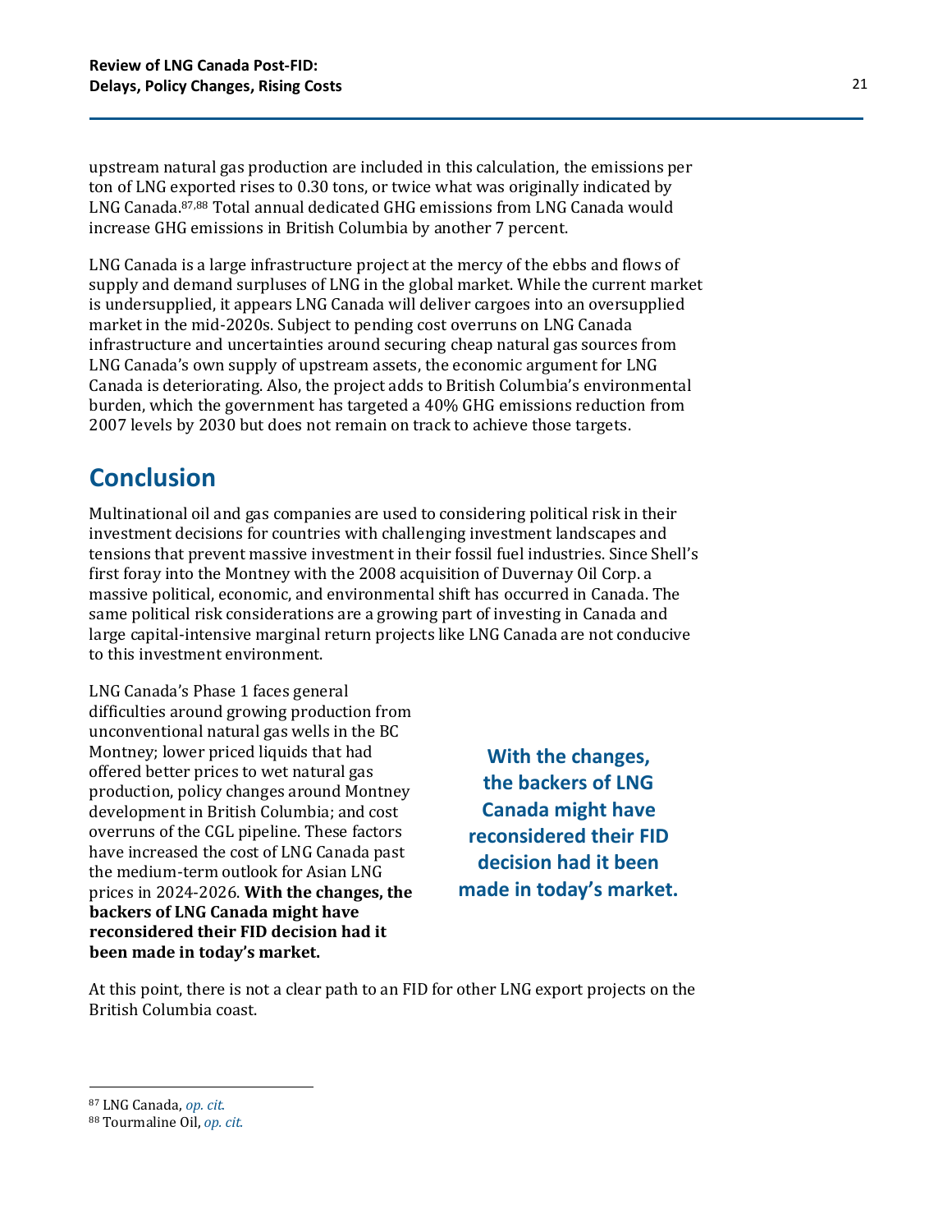upstream natural gas production are included in this calculation, the emissions per ton of LNG exported rises to 0.30 tons, or twice what was originally indicated by LNG Canada.[87,88] Total annual dedicated GHG emissions from LNG Canada would increase GHG emissions in British Columbia by another 7 percent.

LNG Canada is a large infrastructure project at the mercy of the ebbs and flows of supply and demand surpluses of LNG in the global market. While the current market is undersupplied, it appears LNG Canada will deliver cargoes into an oversupplied market in the mid-2020s. Subject to pending cost overruns on LNG Canada infrastructure and uncertainties around securing cheap natural gas sources from LNG Canada's own supply of upstream assets, the economic argument for LNG Canada is deteriorating. Also, the project adds to British Columbia's environmental burden, which the government has targeted a 40% GHG emissions reduction from 2007 levels by 2030 but does not remain on track to achieve those targets.

## Conclusion

Multinational oil and gas companies are used to considering political risk in their investment decisions for countries with challenging investment landscapes and tensions that prevent massive investment in their fossil fuel industries. Since Shell's first foray into the Montney with the 2008 acquisition of Duvernay Oil Corp. a massive political, economic, and environmental shift has occurred in Canada. The same political risk considerations are a growing part of investing in Canada and large capital-intensive marginal return projects like LNG Canada are not conducive to this investment environment.

LNG Canada's Phase 1 faces general difficulties around growing production from unconventional natural gas wells in the BC Montney; lower priced liquids that had offered better prices to wet natural gas production, policy changes around Montney development in British Columbia; and cost overruns of the CGL pipeline. These factors have increased the cost of LNG Canada past the medium-term outlook for Asian LNG prices in 2024-2026. **With the changes, the backers of LNG Canada might have reconsidered their FID decision had it been made in today's market.**

**With the changes, the backers of LNG Canada might have reconsidered their FID decision had it been made in today's market.**

At this point, there is not a clear path to an FID for other LNG export projects on the British Columbia coast.

[87] LNG Canada, *op. cit.*

[88] Tourmaline Oil, *op. cit.*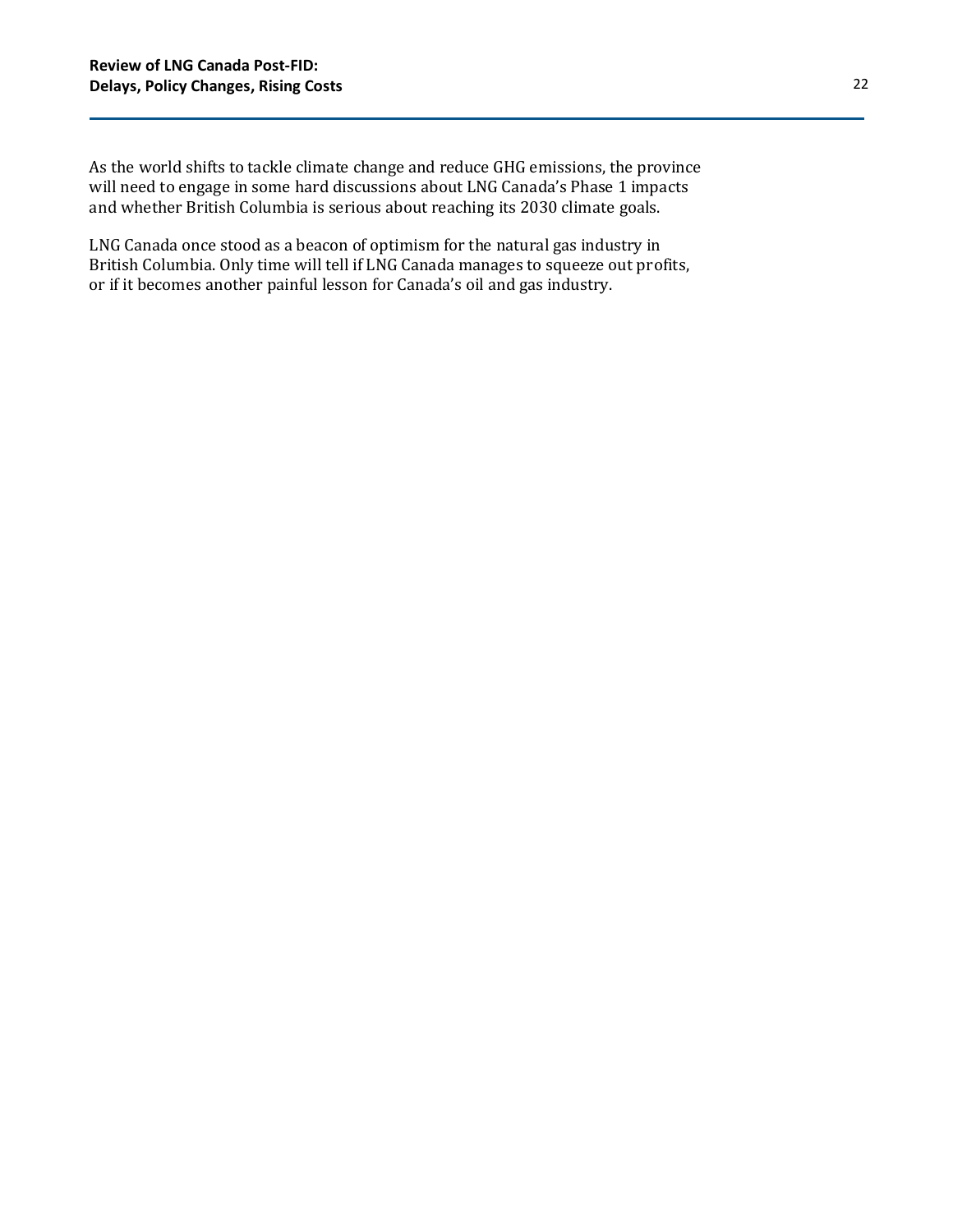As the world shifts to tackle climate change and reduce GHG emissions, the province will need to engage in some hard discussions about LNG Canada's Phase 1 impacts and whether British Columbia is serious about reaching its 2030 climate goals.

LNG Canada once stood as a beacon of optimism for the natural gas industry in British Columbia. Only time will tell if LNG Canada manages to squeeze out profits, or if it becomes another painful lesson for Canada's oil and gas industry.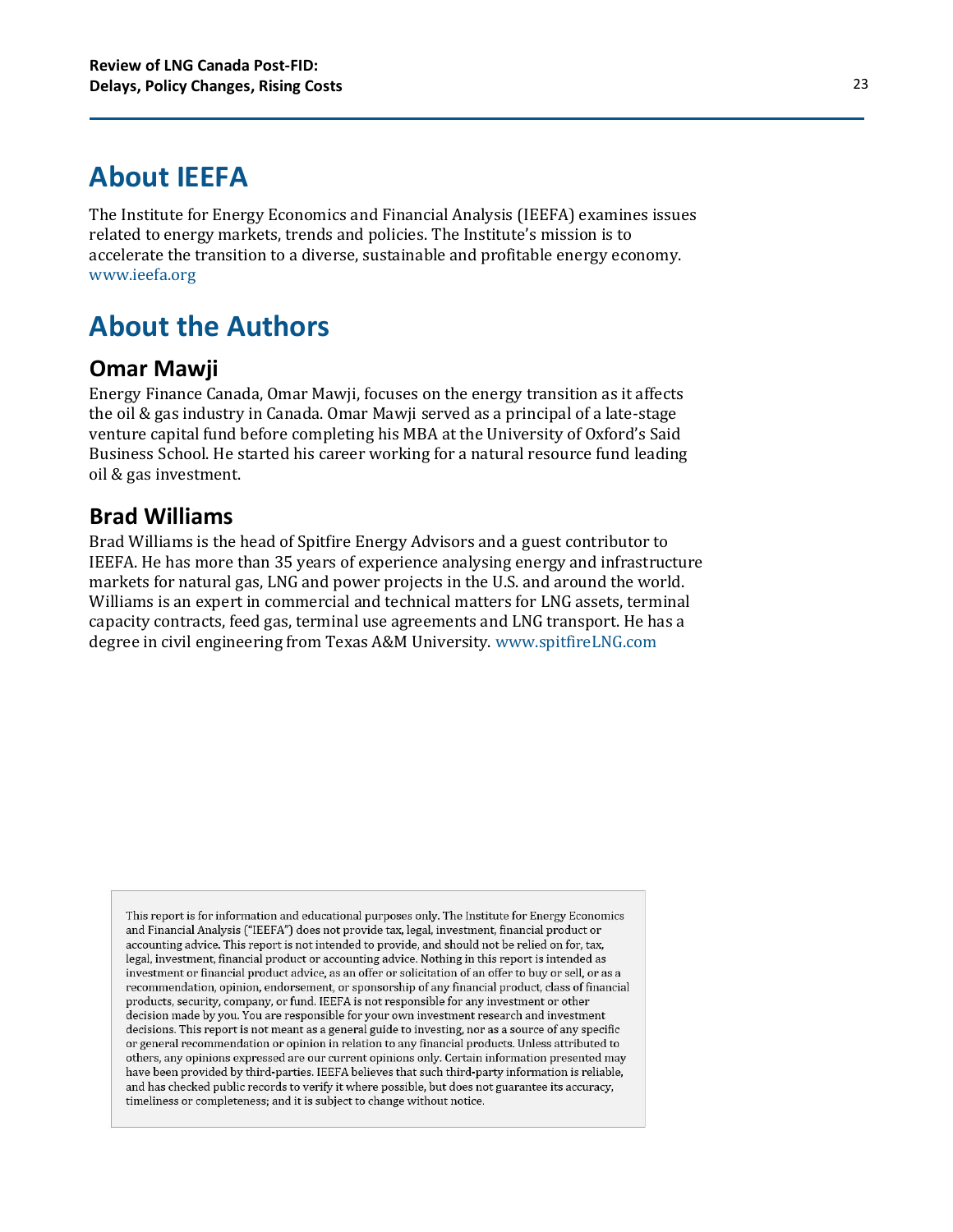# About IEEFA

The Institute for Energy Economics and Financial Analysis (IEEFA) examines issues related to energy markets, trends and policies. The Institute's mission is to accelerate the transition to a diverse, sustainable and profitable energy economy. www.ieefa.org

# About the Authors

## Omar Mawji

Energy Finance Canada, Omar Mawji, focuses on the energy transition as it affects the oil & gas industry in Canada. Omar Mawji served as a principal of a late-stage venture capital fund before completing his MBA at the University of Oxford's Said Business School. He started his career working for a natural resource fund leading oil & gas investment.

## Brad Williams

Brad Williams is the head of Spitfire Energy Advisors and a guest contributor to IEEFA. He has more than 35 years of experience analysing energy and infrastructure markets for natural gas, LNG and power projects in the U.S. and around the world. Williams is an expert in commercial and technical matters for LNG assets, terminal capacity contracts, feed gas, terminal use agreements and LNG transport. He has a degree in civil engineering from Texas A&M University. www.spitfireLNG.com

This report is for information and educational purposes only. The Institute for Energy Economics and Financial Analysis ("IEEFA") does not provide tax, legal, investment, financial product or accounting advice. This report is not intended to provide, and should not be relied on for, tax, legal, investment, financial product or accounting advice. Nothing in this report is intended as investment or financial product advice, as an offer or solicitation of an offer to buy or sell, or as a recommendation, opinion, endorsement, or sponsorship of any financial product, class of financial products, security, company, or fund. IEEFA is not responsible for any investment or other decision made by you. You are responsible for your own investment research and investment decisions. This report is not meant as a general guide to investing, nor as a source of any specific or general recommendation or opinion in relation to any financial products. Unless attributed to others, any opinions expressed are our current opinions only. Certain information presented may have been provided by third-parties. IEEFA believes that such third-party information is reliable, and has checked public records to verify it where possible, but does not guarantee its accuracy, timeliness or completeness; and it is subject to change without notice.